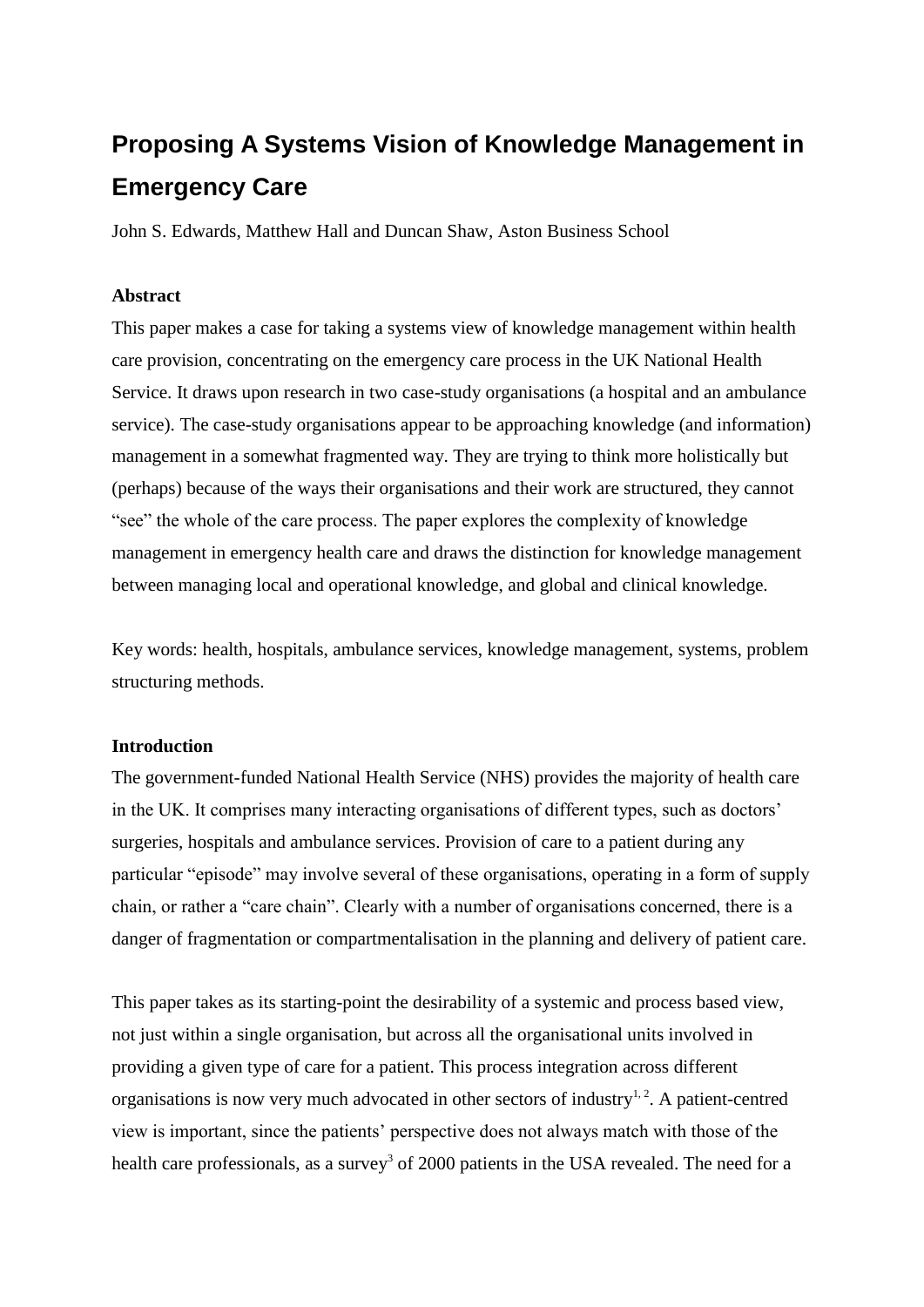# Proposing A Systems Vision of Knowledge Management in Emergency Care

John S. Edwards, Matthew Hall and Duncan Shaw, Aston Business School

**Abstract**

This paper makes a case for taking a systems view of knowledge management within health care provision, concentrating on the emergency care process in the UK National Health Service. It draws upon research in two case-study organisations (a hospital and an ambulance service). The case-study organisations appear to be approaching knowledge (and information) management in a somewhat fragmented way. They are trying to think more holistically but (perhaps) because of the ways their organisations and their work are structured, they cannot "see" the whole of the care process. The paper explores the complexity of knowledge management in emergency health care and draws the distinction for knowledge management between managing local and operational knowledge, and global and clinical knowledge.

Key words: health, hospitals, ambulance services, knowledge management, systems, problem structuring methods.

**Introduction**

The government-funded National Health Service (NHS) provides the majority of health care in the UK. It comprises many interacting organisations of different types, such as doctors' surgeries, hospitals and ambulance services. Provision of care to a patient during any particular "episode" may involve several of these organisations, operating in a form of supply chain, or rather a "care chain". Clearly with a number of organisations concerned, there is a danger of fragmentation or compartmentalisation in the planning and delivery of patient care.

This paper takes as its starting-point the desirability of a systemic and process based view, not just within a single organisation, but across all the organisational units involved in providing a given type of care for a patient. This process integration across different organisations is now very much advocated in other sectors of industry[1, 2]. A patient-centred view is important, since the patients' perspective does not always match with those of the health care professionals, as a survey[3] of 2000 patients in the USA revealed. The need for a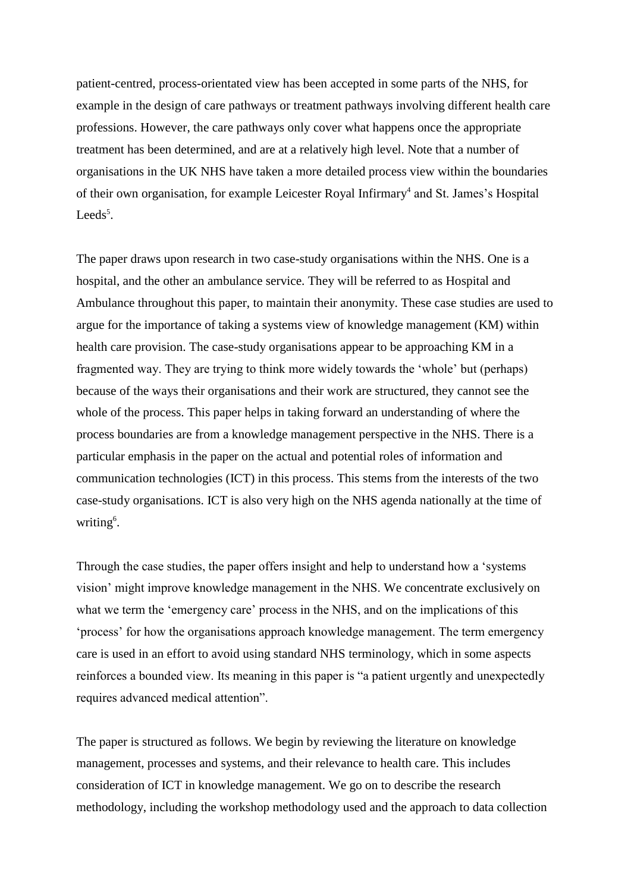patient-centred, process-orientated view has been accepted in some parts of the NHS, for example in the design of care pathways or treatment pathways involving different health care professions. However, the care pathways only cover what happens once the appropriate treatment has been determined, and are at a relatively high level. Note that a number of organisations in the UK NHS have taken a more detailed process view within the boundaries of their own organisation, for example Leicester Royal Infirmary[4] and St. James's Hospital Leeds[5].

The paper draws upon research in two case-study organisations within the NHS. One is a hospital, and the other an ambulance service. They will be referred to as Hospital and Ambulance throughout this paper, to maintain their anonymity. These case studies are used to argue for the importance of taking a systems view of knowledge management (KM) within health care provision. The case-study organisations appear to be approaching KM in a fragmented way. They are trying to think more widely towards the 'whole' but (perhaps) because of the ways their organisations and their work are structured, they cannot see the whole of the process. This paper helps in taking forward an understanding of where the process boundaries are from a knowledge management perspective in the NHS. There is a particular emphasis in the paper on the actual and potential roles of information and communication technologies (ICT) in this process. This stems from the interests of the two case-study organisations. ICT is also very high on the NHS agenda nationally at the time of writing[6].

Through the case studies, the paper offers insight and help to understand how a 'systems vision' might improve knowledge management in the NHS. We concentrate exclusively on what we term the 'emergency care' process in the NHS, and on the implications of this 'process' for how the organisations approach knowledge management. The term emergency care is used in an effort to avoid using standard NHS terminology, which in some aspects reinforces a bounded view. Its meaning in this paper is "a patient urgently and unexpectedly requires advanced medical attention".

The paper is structured as follows. We begin by reviewing the literature on knowledge management, processes and systems, and their relevance to health care. This includes consideration of ICT in knowledge management. We go on to describe the research methodology, including the workshop methodology used and the approach to data collection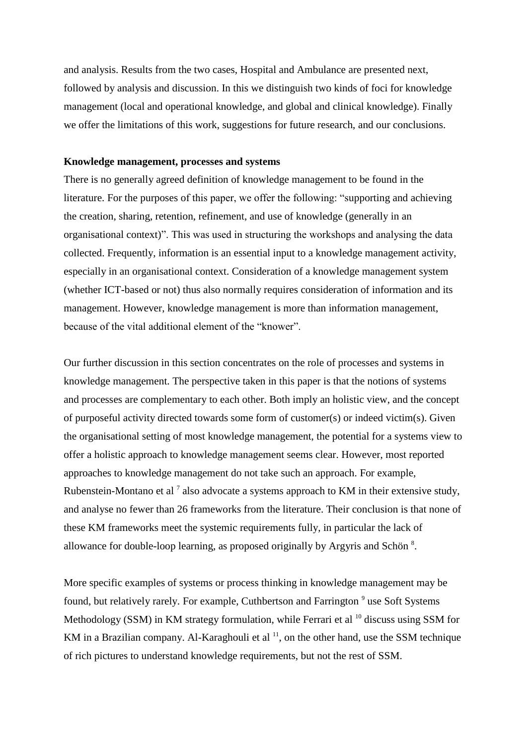and analysis. Results from the two cases, Hospital and Ambulance are presented next, followed by analysis and discussion. In this we distinguish two kinds of foci for knowledge management (local and operational knowledge, and global and clinical knowledge). Finally we offer the limitations of this work, suggestions for future research, and our conclusions.

**Knowledge management, processes and systems**

There is no generally agreed definition of knowledge management to be found in the literature. For the purposes of this paper, we offer the following: "supporting and achieving the creation, sharing, retention, refinement, and use of knowledge (generally in an organisational context)". This was used in structuring the workshops and analysing the data collected. Frequently, information is an essential input to a knowledge management activity, especially in an organisational context. Consideration of a knowledge management system (whether ICT-based or not) thus also normally requires consideration of information and its management. However, knowledge management is more than information management, because of the vital additional element of the "knower".

Our further discussion in this section concentrates on the role of processes and systems in knowledge management. The perspective taken in this paper is that the notions of systems and processes are complementary to each other. Both imply an holistic view, and the concept of purposeful activity directed towards some form of customer(s) or indeed victim(s). Given the organisational setting of most knowledge management, the potential for a systems view to offer a holistic approach to knowledge management seems clear. However, most reported approaches to knowledge management do not take such an approach. For example, Rubenstein-Montano et al [7] also advocate a systems approach to KM in their extensive study, and analyse no fewer than 26 frameworks from the literature. Their conclusion is that none of these KM frameworks meet the systemic requirements fully, in particular the lack of allowance for double-loop learning, as proposed originally by Argyris and Schön [8].

More specific examples of systems or process thinking in knowledge management may be found, but relatively rarely. For example, Cuthbertson and Farrington [9] use Soft Systems Methodology (SSM) in KM strategy formulation, while Ferrari et al [10] discuss using SSM for KM in a Brazilian company. Al-Karaghouli et al [11], on the other hand, use the SSM technique of rich pictures to understand knowledge requirements, but not the rest of SSM.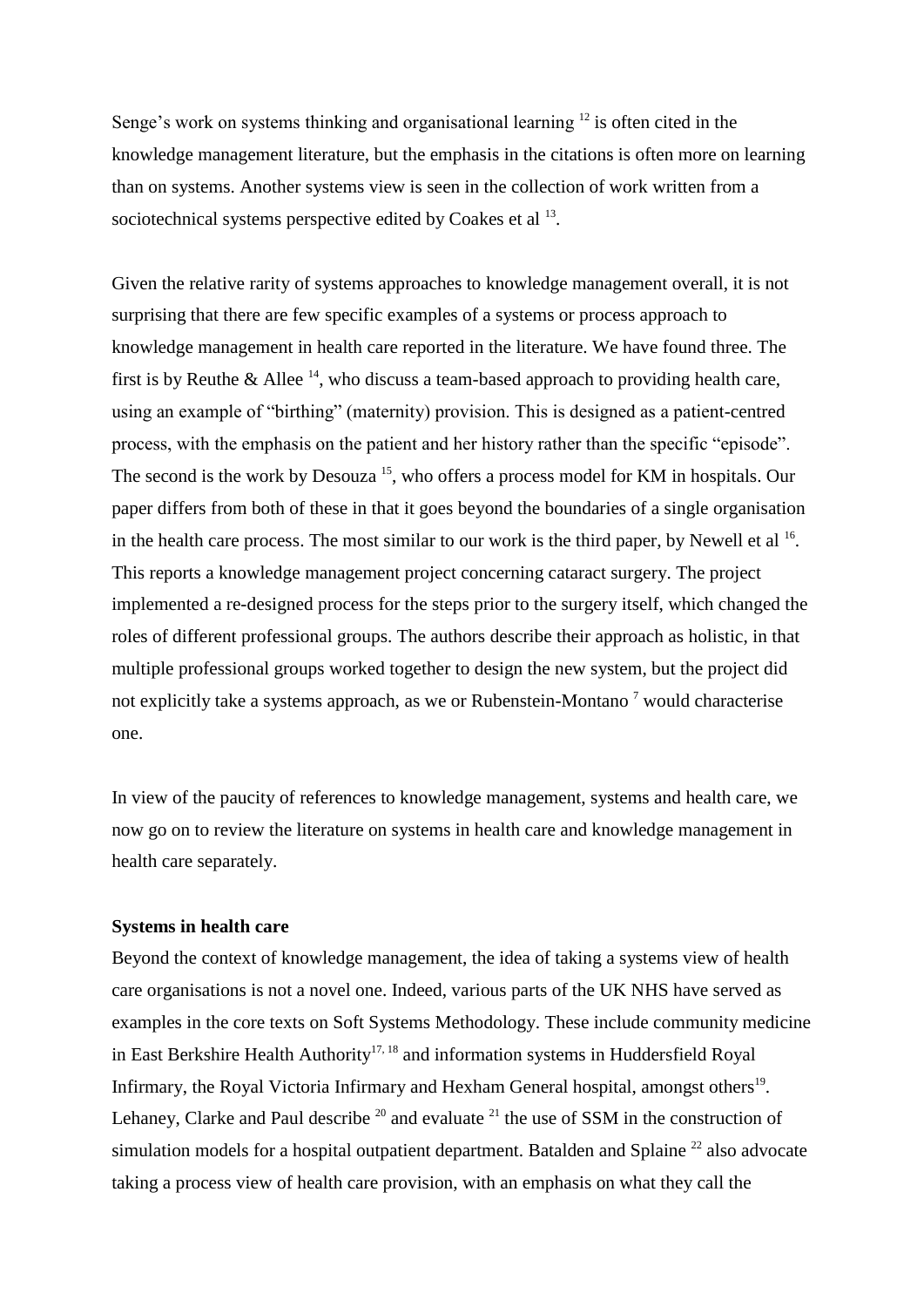Senge's work on systems thinking and organisational learning [12] is often cited in the knowledge management literature, but the emphasis in the citations is often more on learning than on systems. Another systems view is seen in the collection of work written from a sociotechnical systems perspective edited by Coakes et al [13].

Given the relative rarity of systems approaches to knowledge management overall, it is not surprising that there are few specific examples of a systems or process approach to knowledge management in health care reported in the literature. We have found three. The first is by Reuthe & Allee [14], who discuss a team-based approach to providing health care, using an example of "birthing" (maternity) provision. This is designed as a patient-centred process, with the emphasis on the patient and her history rather than the specific "episode". The second is the work by Desouza [15], who offers a process model for KM in hospitals. Our paper differs from both of these in that it goes beyond the boundaries of a single organisation in the health care process. The most similar to our work is the third paper, by Newell et al [16]. This reports a knowledge management project concerning cataract surgery. The project implemented a re-designed process for the steps prior to the surgery itself, which changed the roles of different professional groups. The authors describe their approach as holistic, in that multiple professional groups worked together to design the new system, but the project did not explicitly take a systems approach, as we or Rubenstein-Montano [7] would characterise one.

In view of the paucity of references to knowledge management, systems and health care, we now go on to review the literature on systems in health care and knowledge management in health care separately.

**Systems in health care**

Beyond the context of knowledge management, the idea of taking a systems view of health care organisations is not a novel one. Indeed, various parts of the UK NHS have served as examples in the core texts on Soft Systems Methodology. These include community medicine in East Berkshire Health Authority[17, 18] and information systems in Huddersfield Royal Infirmary, the Royal Victoria Infirmary and Hexham General hospital, amongst others[19]. Lehaney, Clarke and Paul describe [20] and evaluate [21] the use of SSM in the construction of simulation models for a hospital outpatient department. Batalden and Splaine [22] also advocate taking a process view of health care provision, with an emphasis on what they call the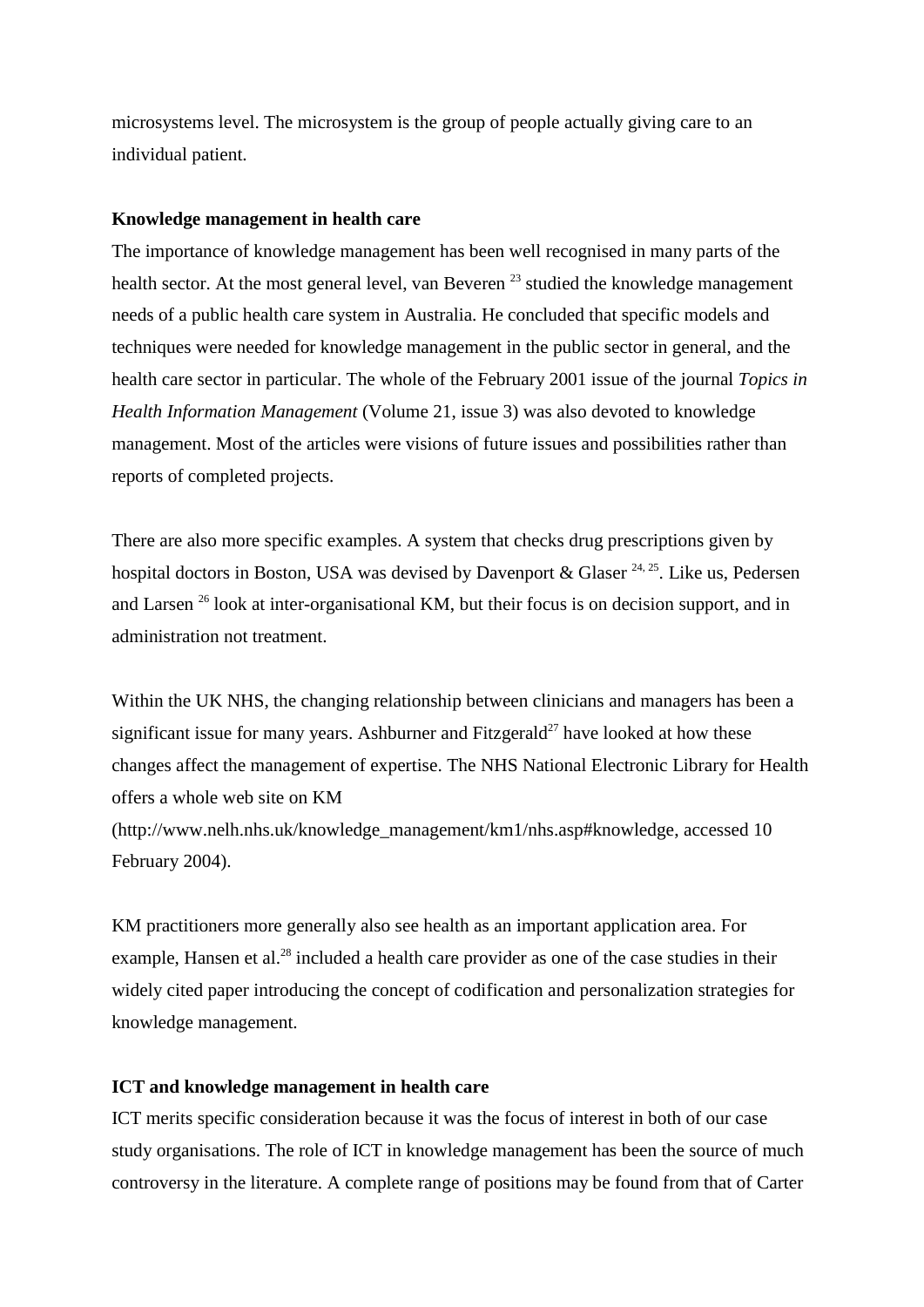microsystems level. The microsystem is the group of people actually giving care to an individual patient.

**Knowledge management in health care**

The importance of knowledge management has been well recognised in many parts of the health sector. At the most general level, van Beveren [23] studied the knowledge management needs of a public health care system in Australia. He concluded that specific models and techniques were needed for knowledge management in the public sector in general, and the health care sector in particular. The whole of the February 2001 issue of the journal *Topics in Health Information Management* (Volume 21, issue 3) was also devoted to knowledge management. Most of the articles were visions of future issues and possibilities rather than reports of completed projects.

There are also more specific examples. A system that checks drug prescriptions given by hospital doctors in Boston, USA was devised by Davenport & Glaser [24, 25]. Like us, Pedersen and Larsen [26] look at inter-organisational KM, but their focus is on decision support, and in administration not treatment.

Within the UK NHS, the changing relationship between clinicians and managers has been a significant issue for many years. Ashburner and Fitzgerald[27] have looked at how these changes affect the management of expertise. The NHS National Electronic Library for Health offers a whole web site on KM (http://www.nelh.nhs.uk/knowledge_management/km1/nhs.asp#knowledge, accessed 10 February 2004).

KM practitioners more generally also see health as an important application area. For example, Hansen et al.[28] included a health care provider as one of the case studies in their widely cited paper introducing the concept of codification and personalization strategies for knowledge management.

**ICT and knowledge management in health care**

ICT merits specific consideration because it was the focus of interest in both of our case study organisations. The role of ICT in knowledge management has been the source of much controversy in the literature. A complete range of positions may be found from that of Carter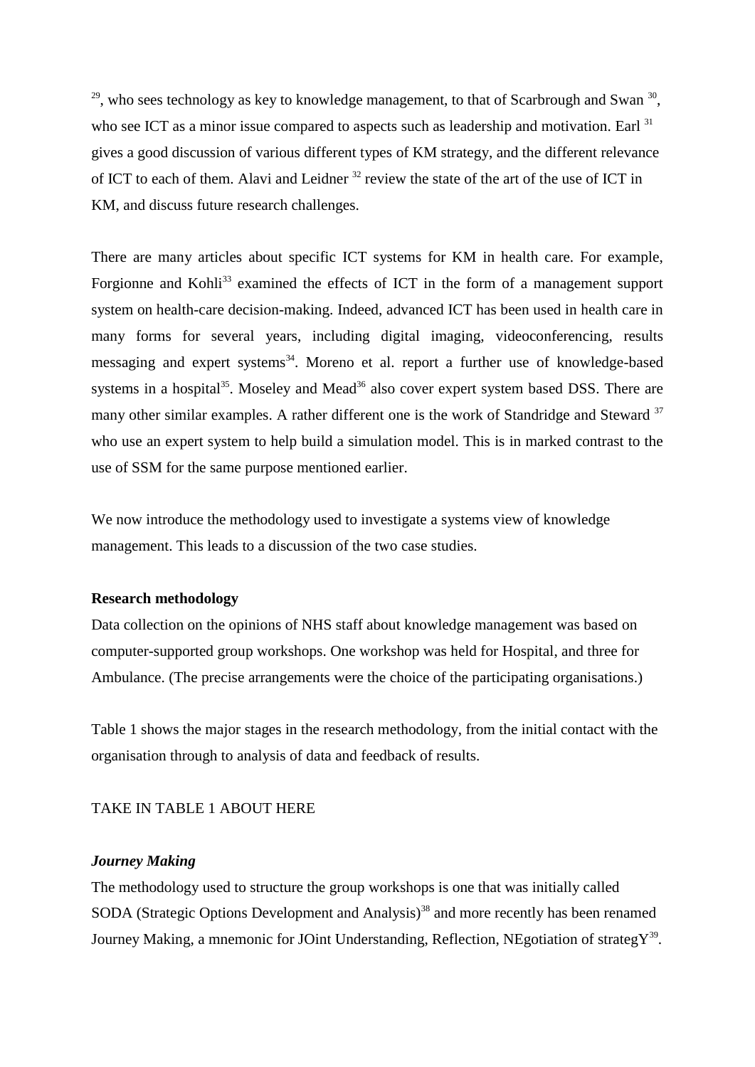[29], who sees technology as key to knowledge management, to that of Scarbrough and Swan [30], who see ICT as a minor issue compared to aspects such as leadership and motivation. Earl [31] gives a good discussion of various different types of KM strategy, and the different relevance of ICT to each of them. Alavi and Leidner [32] review the state of the art of the use of ICT in KM, and discuss future research challenges.

There are many articles about specific ICT systems for KM in health care. For example, Forgionne and Kohli[33] examined the effects of ICT in the form of a management support system on health-care decision-making. Indeed, advanced ICT has been used in health care in many forms for several years, including digital imaging, videoconferencing, results messaging and expert systems[34]. Moreno et al. report a further use of knowledge-based systems in a hospital[35]. Moseley and Mead[36] also cover expert system based DSS. There are many other similar examples. A rather different one is the work of Standridge and Steward [37] who use an expert system to help build a simulation model. This is in marked contrast to the use of SSM for the same purpose mentioned earlier.

We now introduce the methodology used to investigate a systems view of knowledge management. This leads to a discussion of the two case studies.

**Research methodology**

Data collection on the opinions of NHS staff about knowledge management was based on computer-supported group workshops. One workshop was held for Hospital, and three for Ambulance. (The precise arrangements were the choice of the participating organisations.)

Table 1 shows the major stages in the research methodology, from the initial contact with the organisation through to analysis of data and feedback of results.

TAKE IN TABLE 1 ABOUT HERE

***Journey Making***

The methodology used to structure the group workshops is one that was initially called SODA (Strategic Options Development and Analysis)[38] and more recently has been renamed Journey Making, a mnemonic for JOint Understanding, Reflection, NEgotiation of strategY[39].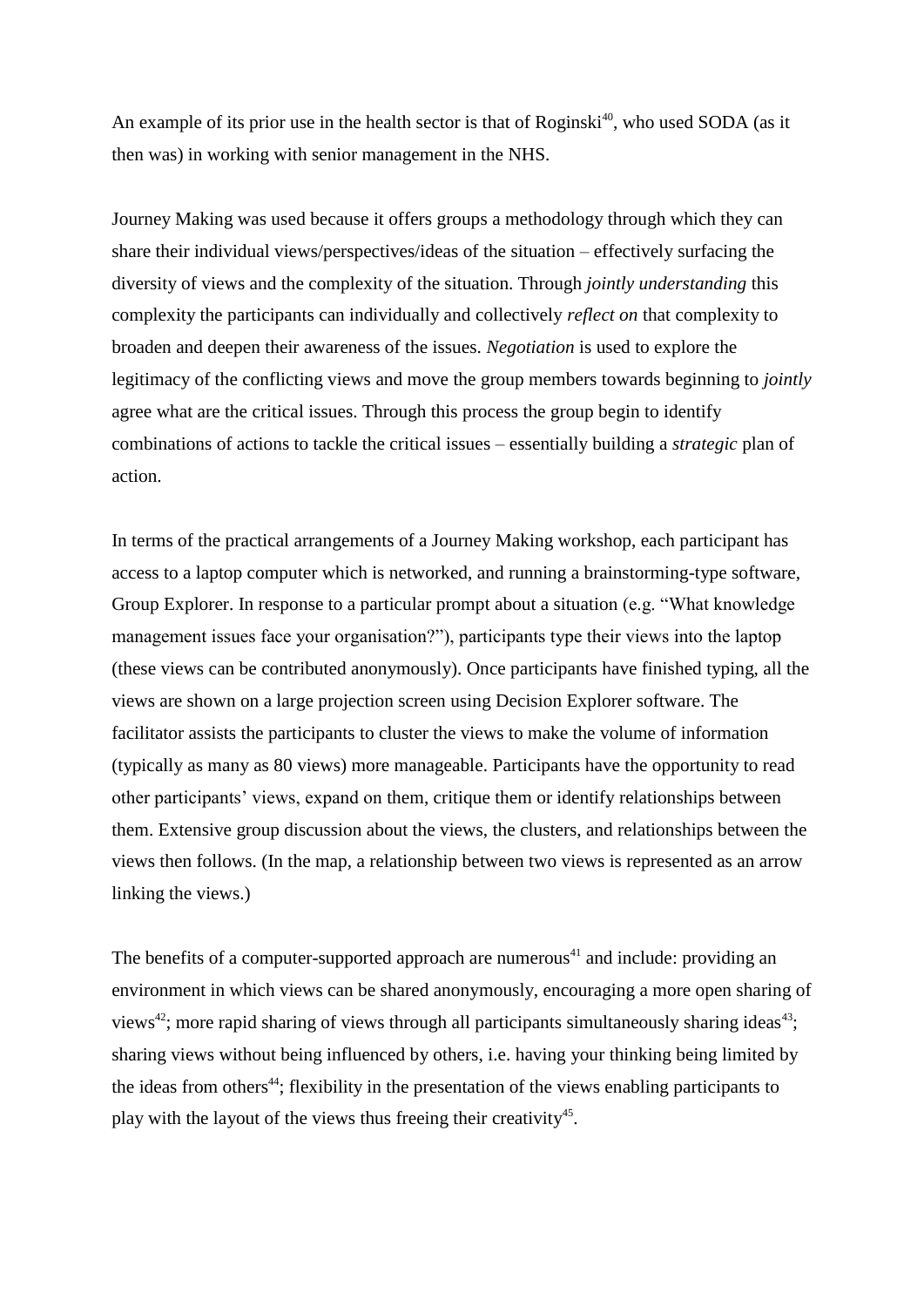An example of its prior use in the health sector is that of Roginski[40], who used SODA (as it then was) in working with senior management in the NHS.

Journey Making was used because it offers groups a methodology through which they can share their individual views/perspectives/ideas of the situation – effectively surfacing the diversity of views and the complexity of the situation. Through *jointly understanding* this complexity the participants can individually and collectively *reflect on* that complexity to broaden and deepen their awareness of the issues. *Negotiation* is used to explore the legitimacy of the conflicting views and move the group members towards beginning to *jointly* agree what are the critical issues. Through this process the group begin to identify combinations of actions to tackle the critical issues – essentially building a *strategic* plan of action.

In terms of the practical arrangements of a Journey Making workshop, each participant has access to a laptop computer which is networked, and running a brainstorming-type software, Group Explorer. In response to a particular prompt about a situation (e.g. "What knowledge management issues face your organisation?"), participants type their views into the laptop (these views can be contributed anonymously). Once participants have finished typing, all the views are shown on a large projection screen using Decision Explorer software. The facilitator assists the participants to cluster the views to make the volume of information (typically as many as 80 views) more manageable. Participants have the opportunity to read other participants' views, expand on them, critique them or identify relationships between them. Extensive group discussion about the views, the clusters, and relationships between the views then follows. (In the map, a relationship between two views is represented as an arrow linking the views.)

The benefits of a computer-supported approach are numerous[41] and include: providing an environment in which views can be shared anonymously, encouraging a more open sharing of views[42]; more rapid sharing of views through all participants simultaneously sharing ideas[43]; sharing views without being influenced by others, i.e. having your thinking being limited by the ideas from others[44]; flexibility in the presentation of the views enabling participants to play with the layout of the views thus freeing their creativity[45].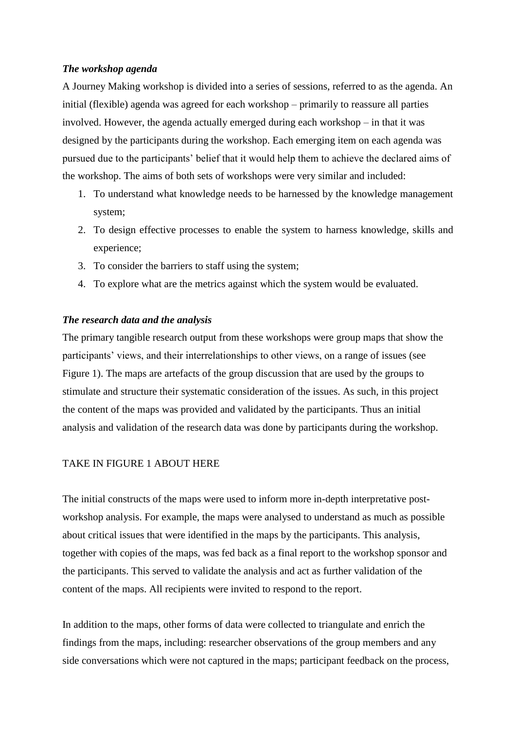***The workshop agenda***

A Journey Making workshop is divided into a series of sessions, referred to as the agenda. An initial (flexible) agenda was agreed for each workshop – primarily to reassure all parties involved. However, the agenda actually emerged during each workshop – in that it was designed by the participants during the workshop. Each emerging item on each agenda was pursued due to the participants' belief that it would help them to achieve the declared aims of the workshop. The aims of both sets of workshops were very similar and included:

1. To understand what knowledge needs to be harnessed by the knowledge management system;
2. To design effective processes to enable the system to harness knowledge, skills and experience;
3. To consider the barriers to staff using the system;
4. To explore what are the metrics against which the system would be evaluated.

***The research data and the analysis***

The primary tangible research output from these workshops were group maps that show the participants' views, and their interrelationships to other views, on a range of issues (see Figure 1). The maps are artefacts of the group discussion that are used by the groups to stimulate and structure their systematic consideration of the issues. As such, in this project the content of the maps was provided and validated by the participants. Thus an initial analysis and validation of the research data was done by participants during the workshop.

TAKE IN FIGURE 1 ABOUT HERE

The initial constructs of the maps were used to inform more in-depth interpretative post-workshop analysis. For example, the maps were analysed to understand as much as possible about critical issues that were identified in the maps by the participants. This analysis, together with copies of the maps, was fed back as a final report to the workshop sponsor and the participants. This served to validate the analysis and act as further validation of the content of the maps. All recipients were invited to respond to the report.

In addition to the maps, other forms of data were collected to triangulate and enrich the findings from the maps, including: researcher observations of the group members and any side conversations which were not captured in the maps; participant feedback on the process,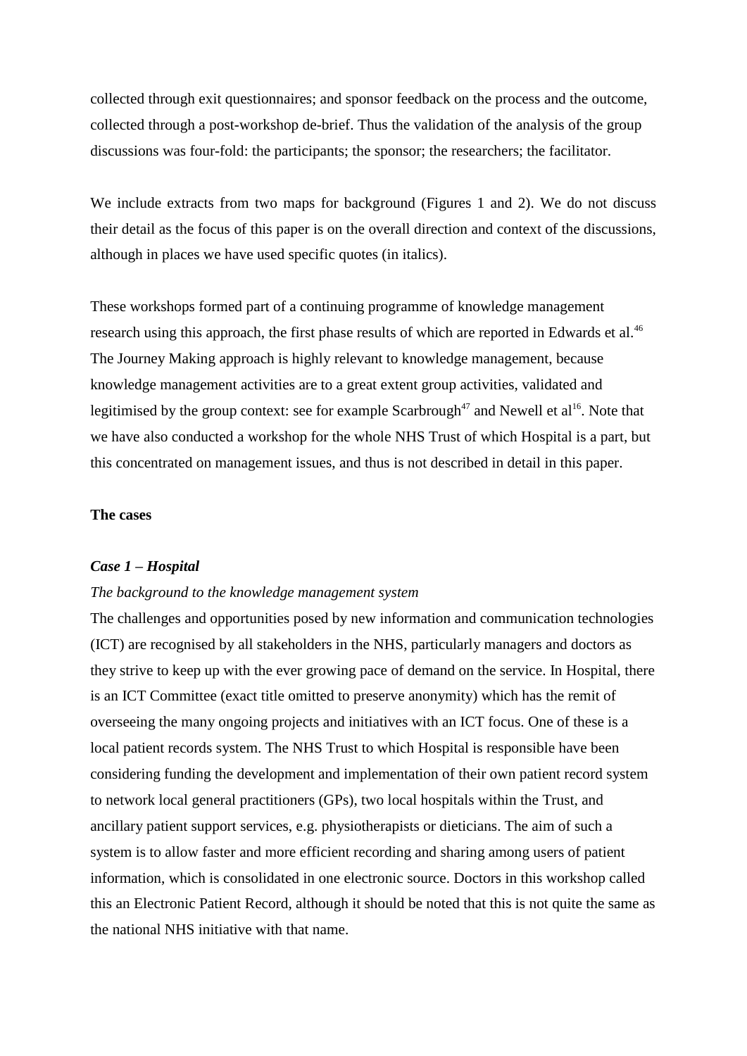collected through exit questionnaires; and sponsor feedback on the process and the outcome, collected through a post-workshop de-brief. Thus the validation of the analysis of the group discussions was four-fold: the participants; the sponsor; the researchers; the facilitator.

We include extracts from two maps for background (Figures 1 and 2). We do not discuss their detail as the focus of this paper is on the overall direction and context of the discussions, although in places we have used specific quotes (in italics).

These workshops formed part of a continuing programme of knowledge management research using this approach, the first phase results of which are reported in Edwards et al.[46] The Journey Making approach is highly relevant to knowledge management, because knowledge management activities are to a great extent group activities, validated and legitimised by the group context: see for example Scarbrough[47] and Newell et al[16]. Note that we have also conducted a workshop for the whole NHS Trust of which Hospital is a part, but this concentrated on management issues, and thus is not described in detail in this paper.

**The cases**

***Case 1 – Hospital***

*The background to the knowledge management system*

The challenges and opportunities posed by new information and communication technologies (ICT) are recognised by all stakeholders in the NHS, particularly managers and doctors as they strive to keep up with the ever growing pace of demand on the service. In Hospital, there is an ICT Committee (exact title omitted to preserve anonymity) which has the remit of overseeing the many ongoing projects and initiatives with an ICT focus. One of these is a local patient records system. The NHS Trust to which Hospital is responsible have been considering funding the development and implementation of their own patient record system to network local general practitioners (GPs), two local hospitals within the Trust, and ancillary patient support services, e.g. physiotherapists or dieticians. The aim of such a system is to allow faster and more efficient recording and sharing among users of patient information, which is consolidated in one electronic source. Doctors in this workshop called this an Electronic Patient Record, although it should be noted that this is not quite the same as the national NHS initiative with that name.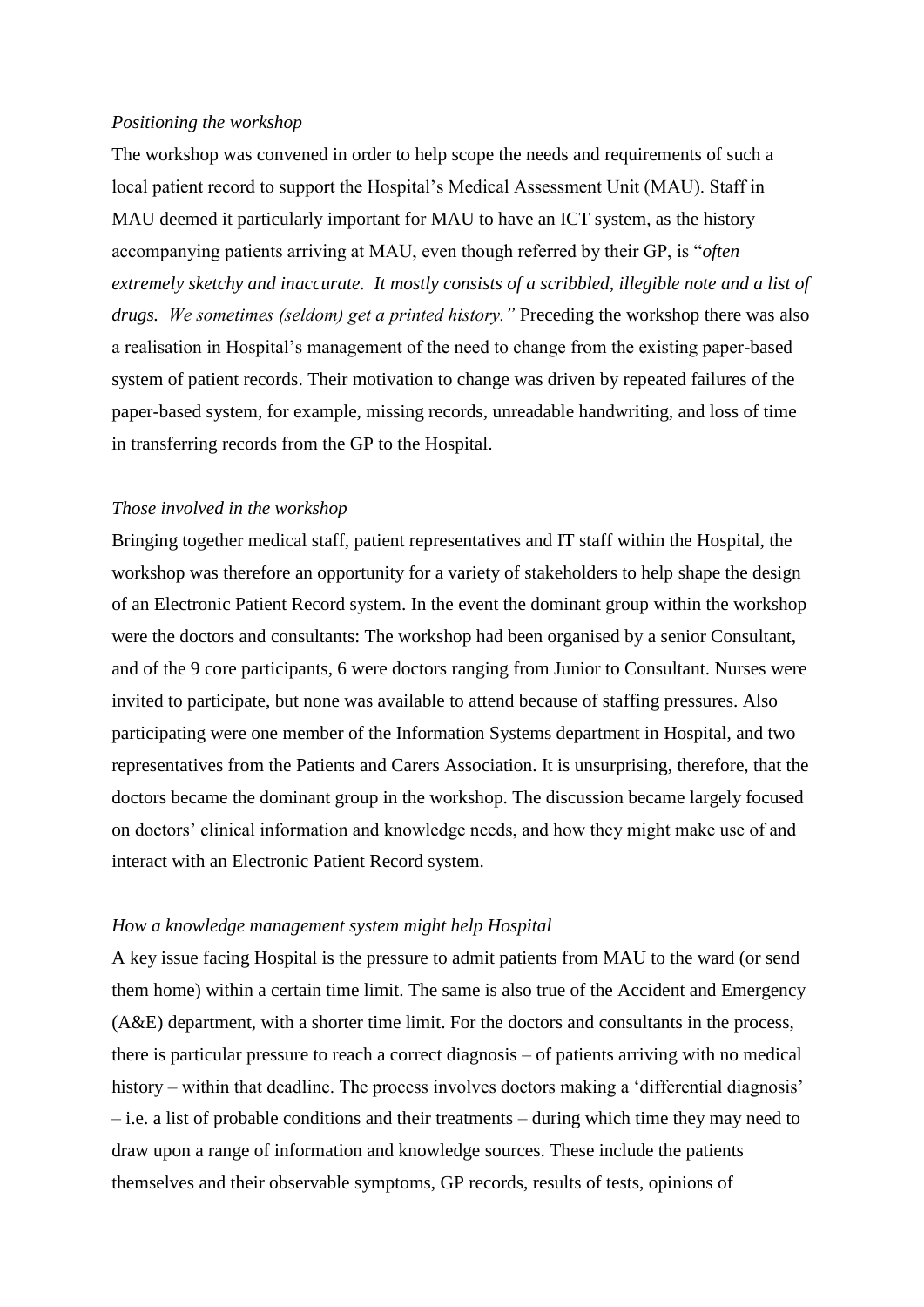*Positioning the workshop*

The workshop was convened in order to help scope the needs and requirements of such a local patient record to support the Hospital's Medical Assessment Unit (MAU). Staff in MAU deemed it particularly important for MAU to have an ICT system, as the history accompanying patients arriving at MAU, even though referred by their GP, is "*often extremely sketchy and inaccurate. It mostly consists of a scribbled, illegible note and a list of drugs. We sometimes (seldom) get a printed history."* Preceding the workshop there was also a realisation in Hospital's management of the need to change from the existing paper-based system of patient records. Their motivation to change was driven by repeated failures of the paper-based system, for example, missing records, unreadable handwriting, and loss of time in transferring records from the GP to the Hospital.

*Those involved in the workshop*

Bringing together medical staff, patient representatives and IT staff within the Hospital, the workshop was therefore an opportunity for a variety of stakeholders to help shape the design of an Electronic Patient Record system. In the event the dominant group within the workshop were the doctors and consultants: The workshop had been organised by a senior Consultant, and of the 9 core participants, 6 were doctors ranging from Junior to Consultant. Nurses were invited to participate, but none was available to attend because of staffing pressures. Also participating were one member of the Information Systems department in Hospital, and two representatives from the Patients and Carers Association. It is unsurprising, therefore, that the doctors became the dominant group in the workshop. The discussion became largely focused on doctors' clinical information and knowledge needs, and how they might make use of and interact with an Electronic Patient Record system.

*How a knowledge management system might help Hospital*

A key issue facing Hospital is the pressure to admit patients from MAU to the ward (or send them home) within a certain time limit. The same is also true of the Accident and Emergency (A&E) department, with a shorter time limit. For the doctors and consultants in the process, there is particular pressure to reach a correct diagnosis – of patients arriving with no medical history – within that deadline. The process involves doctors making a 'differential diagnosis' – i.e. a list of probable conditions and their treatments – during which time they may need to draw upon a range of information and knowledge sources. These include the patients themselves and their observable symptoms, GP records, results of tests, opinions of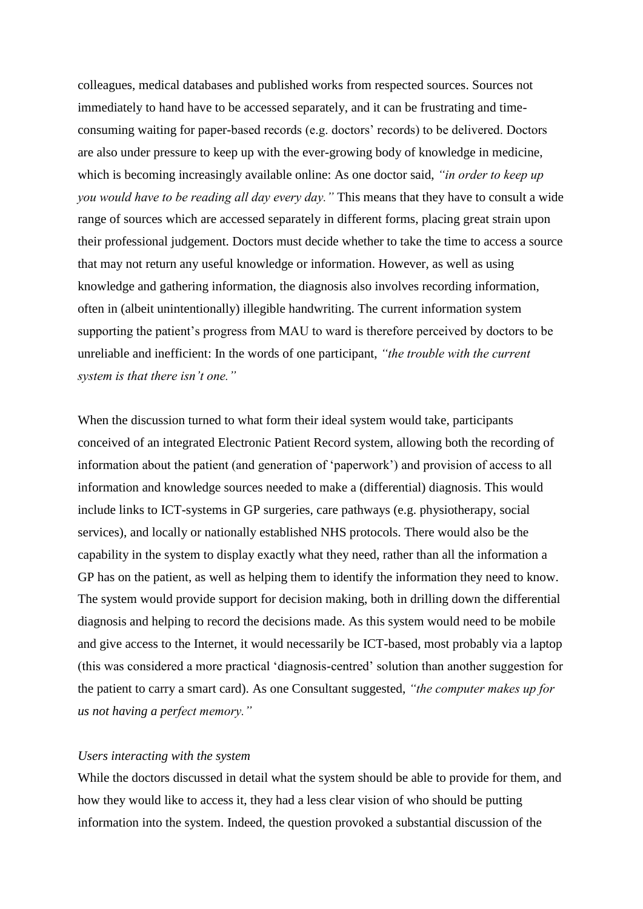colleagues, medical databases and published works from respected sources. Sources not immediately to hand have to be accessed separately, and it can be frustrating and time-consuming waiting for paper-based records (e.g. doctors' records) to be delivered. Doctors are also under pressure to keep up with the ever-growing body of knowledge in medicine, which is becoming increasingly available online: As one doctor said, *"in order to keep up you would have to be reading all day every day."* This means that they have to consult a wide range of sources which are accessed separately in different forms, placing great strain upon their professional judgement. Doctors must decide whether to take the time to access a source that may not return any useful knowledge or information. However, as well as using knowledge and gathering information, the diagnosis also involves recording information, often in (albeit unintentionally) illegible handwriting. The current information system supporting the patient's progress from MAU to ward is therefore perceived by doctors to be unreliable and inefficient: In the words of one participant, *"the trouble with the current system is that there isn't one."*

When the discussion turned to what form their ideal system would take, participants conceived of an integrated Electronic Patient Record system, allowing both the recording of information about the patient (and generation of 'paperwork') and provision of access to all information and knowledge sources needed to make a (differential) diagnosis. This would include links to ICT-systems in GP surgeries, care pathways (e.g. physiotherapy, social services), and locally or nationally established NHS protocols. There would also be the capability in the system to display exactly what they need, rather than all the information a GP has on the patient, as well as helping them to identify the information they need to know. The system would provide support for decision making, both in drilling down the differential diagnosis and helping to record the decisions made. As this system would need to be mobile and give access to the Internet, it would necessarily be ICT-based, most probably via a laptop (this was considered a more practical 'diagnosis-centred' solution than another suggestion for the patient to carry a smart card). As one Consultant suggested, *"the computer makes up for us not having a perfect memory."*

*Users interacting with the system*

While the doctors discussed in detail what the system should be able to provide for them, and how they would like to access it, they had a less clear vision of who should be putting information into the system. Indeed, the question provoked a substantial discussion of the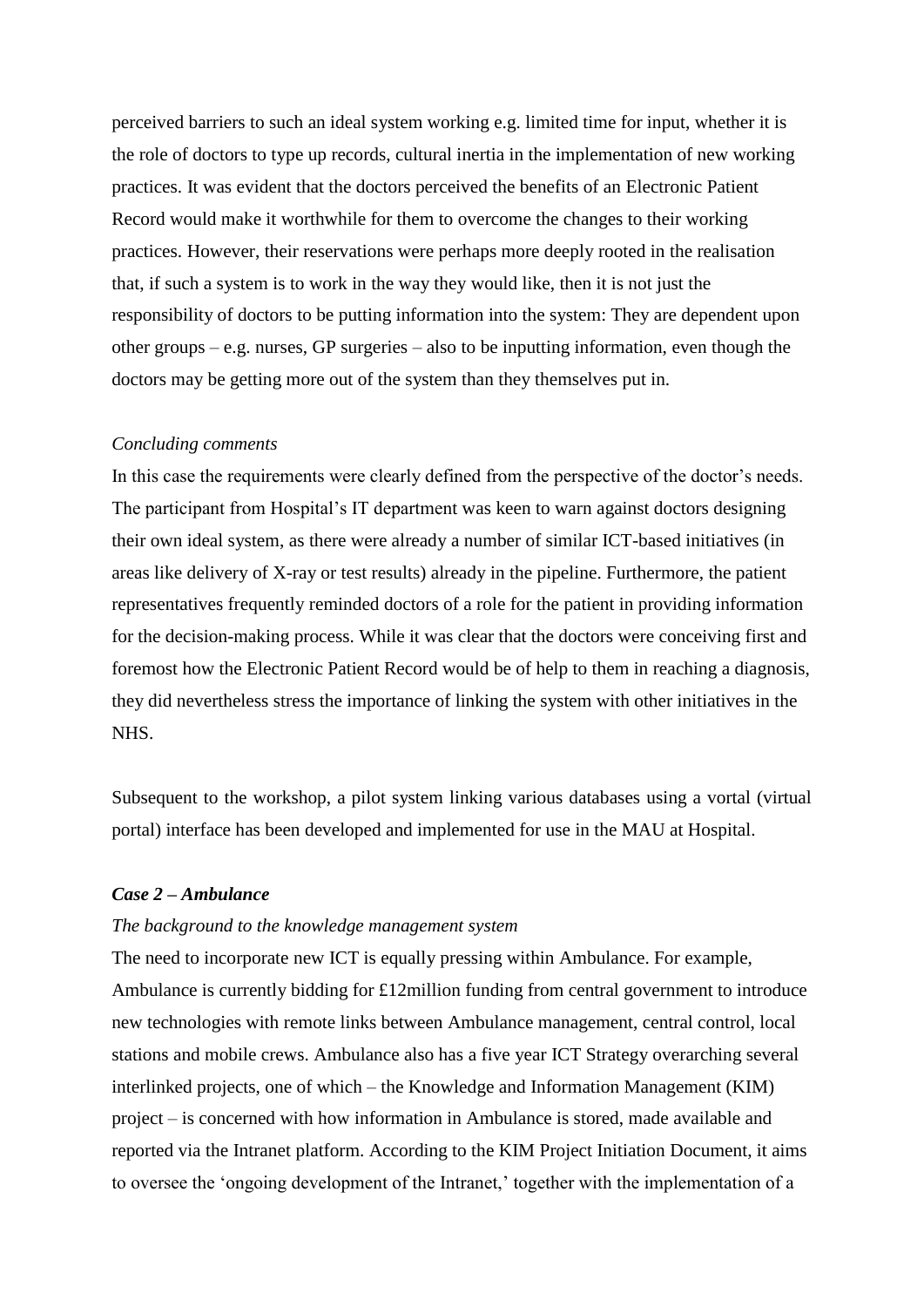perceived barriers to such an ideal system working e.g. limited time for input, whether it is the role of doctors to type up records, cultural inertia in the implementation of new working practices. It was evident that the doctors perceived the benefits of an Electronic Patient Record would make it worthwhile for them to overcome the changes to their working practices. However, their reservations were perhaps more deeply rooted in the realisation that, if such a system is to work in the way they would like, then it is not just the responsibility of doctors to be putting information into the system: They are dependent upon other groups – e.g. nurses, GP surgeries – also to be inputting information, even though the doctors may be getting more out of the system than they themselves put in.

*Concluding comments*

In this case the requirements were clearly defined from the perspective of the doctor's needs. The participant from Hospital's IT department was keen to warn against doctors designing their own ideal system, as there were already a number of similar ICT-based initiatives (in areas like delivery of X-ray or test results) already in the pipeline. Furthermore, the patient representatives frequently reminded doctors of a role for the patient in providing information for the decision-making process. While it was clear that the doctors were conceiving first and foremost how the Electronic Patient Record would be of help to them in reaching a diagnosis, they did nevertheless stress the importance of linking the system with other initiatives in the NHS.

Subsequent to the workshop, a pilot system linking various databases using a vortal (virtual portal) interface has been developed and implemented for use in the MAU at Hospital.

***Case 2 – Ambulance***

*The background to the knowledge management system*

The need to incorporate new ICT is equally pressing within Ambulance. For example, Ambulance is currently bidding for £12million funding from central government to introduce new technologies with remote links between Ambulance management, central control, local stations and mobile crews. Ambulance also has a five year ICT Strategy overarching several interlinked projects, one of which – the Knowledge and Information Management (KIM) project – is concerned with how information in Ambulance is stored, made available and reported via the Intranet platform. According to the KIM Project Initiation Document, it aims to oversee the 'ongoing development of the Intranet,' together with the implementation of a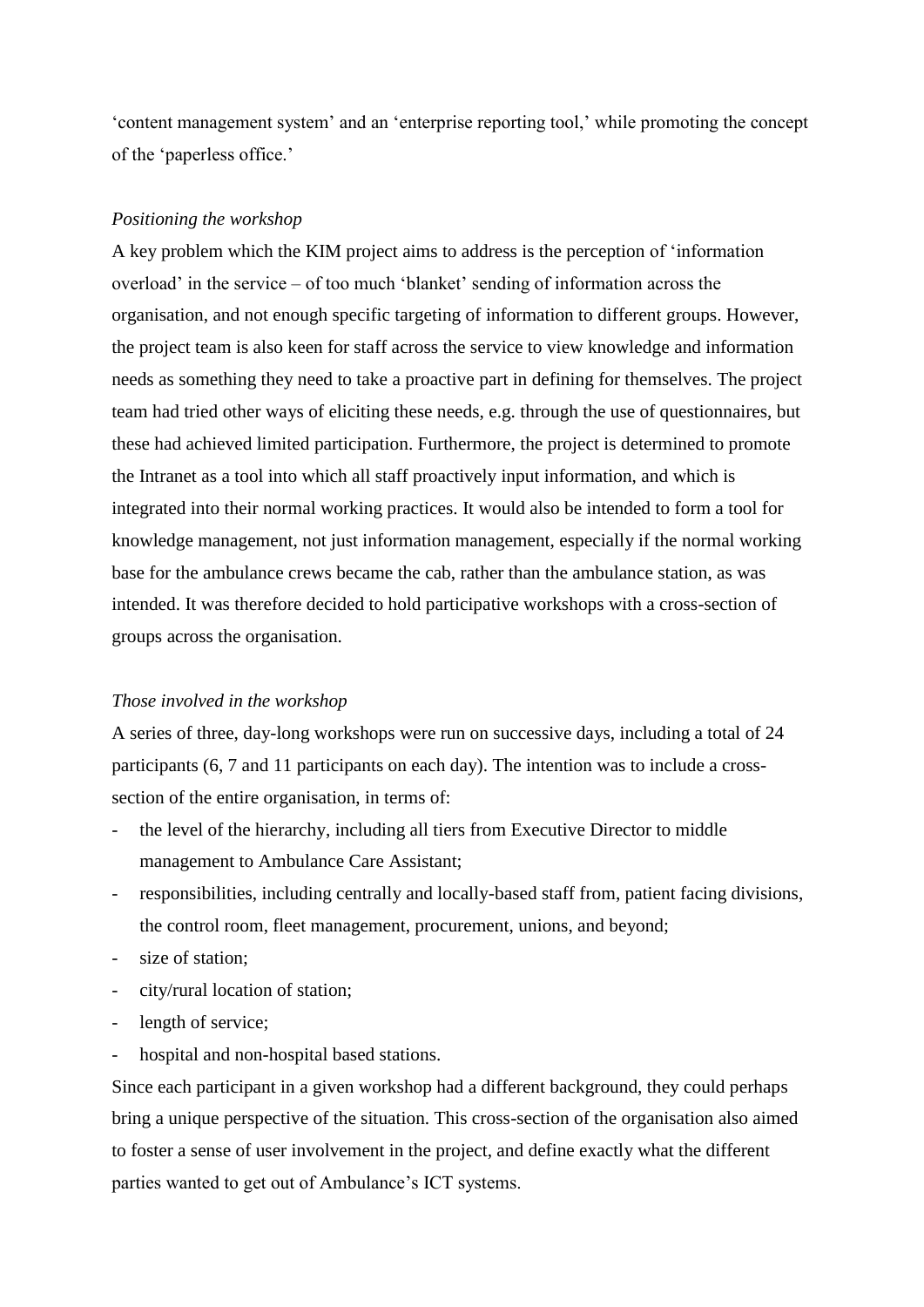‘content management system’ and an ‘enterprise reporting tool,’ while promoting the concept of the ‘paperless office.’

*Positioning the workshop*

A key problem which the KIM project aims to address is the perception of ‘information overload’ in the service – of too much ‘blanket’ sending of information across the organisation, and not enough specific targeting of information to different groups. However, the project team is also keen for staff across the service to view knowledge and information needs as something they need to take a proactive part in defining for themselves. The project team had tried other ways of eliciting these needs, e.g. through the use of questionnaires, but these had achieved limited participation. Furthermore, the project is determined to promote the Intranet as a tool into which all staff proactively input information, and which is integrated into their normal working practices. It would also be intended to form a tool for knowledge management, not just information management, especially if the normal working base for the ambulance crews became the cab, rather than the ambulance station, as was intended. It was therefore decided to hold participative workshops with a cross-section of groups across the organisation.

*Those involved in the workshop*

A series of three, day-long workshops were run on successive days, including a total of 24 participants (6, 7 and 11 participants on each day). The intention was to include a cross-section of the entire organisation, in terms of:

- the level of the hierarchy, including all tiers from Executive Director to middle management to Ambulance Care Assistant;
- responsibilities, including centrally and locally-based staff from, patient facing divisions, the control room, fleet management, procurement, unions, and beyond;
- size of station;
- city/rural location of station;
- length of service;
- hospital and non-hospital based stations.

Since each participant in a given workshop had a different background, they could perhaps bring a unique perspective of the situation. This cross-section of the organisation also aimed to foster a sense of user involvement in the project, and define exactly what the different parties wanted to get out of Ambulance’s ICT systems.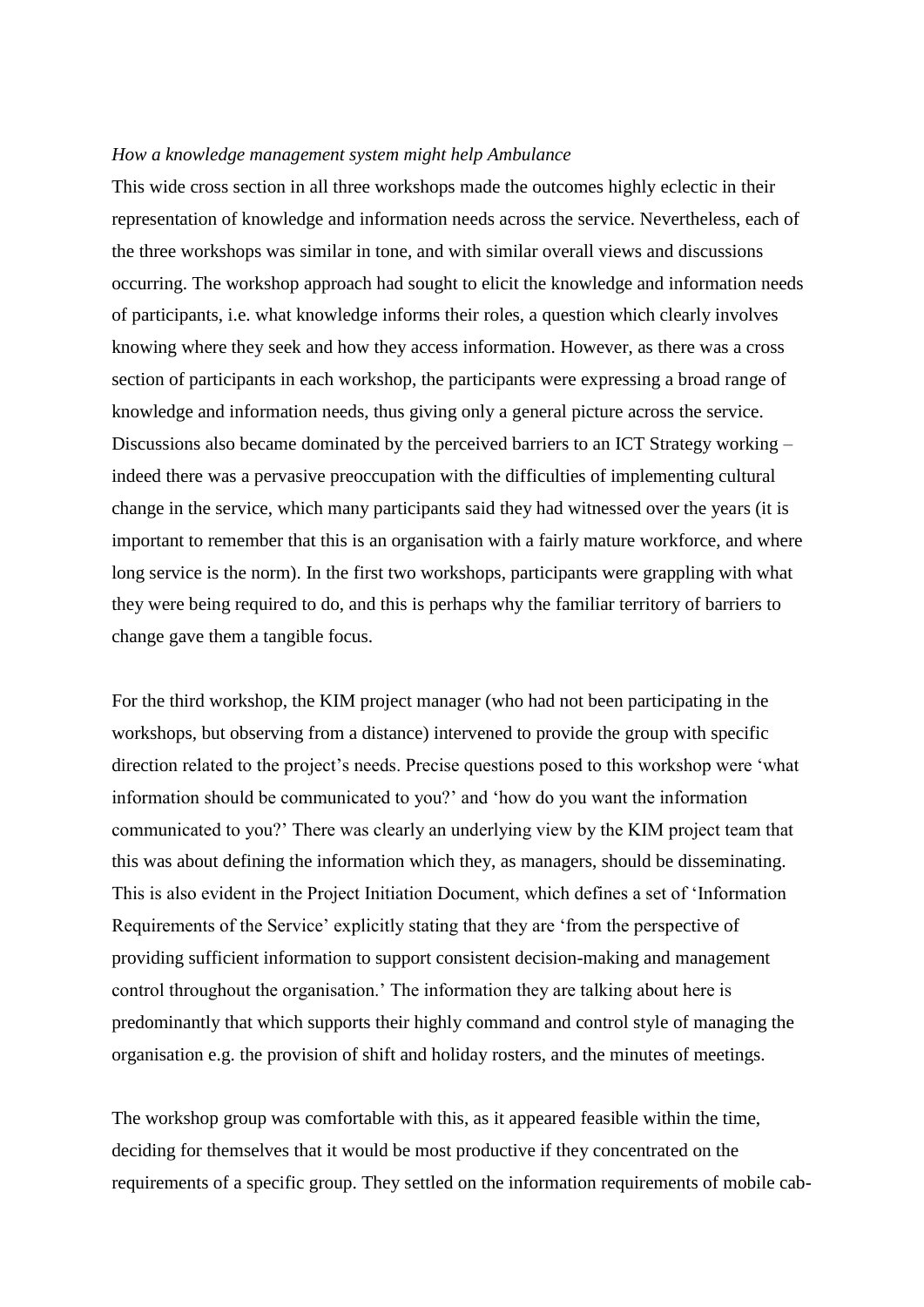*How a knowledge management system might help Ambulance*

This wide cross section in all three workshops made the outcomes highly eclectic in their representation of knowledge and information needs across the service. Nevertheless, each of the three workshops was similar in tone, and with similar overall views and discussions occurring. The workshop approach had sought to elicit the knowledge and information needs of participants, i.e. what knowledge informs their roles, a question which clearly involves knowing where they seek and how they access information. However, as there was a cross section of participants in each workshop, the participants were expressing a broad range of knowledge and information needs, thus giving only a general picture across the service. Discussions also became dominated by the perceived barriers to an ICT Strategy working – indeed there was a pervasive preoccupation with the difficulties of implementing cultural change in the service, which many participants said they had witnessed over the years (it is important to remember that this is an organisation with a fairly mature workforce, and where long service is the norm). In the first two workshops, participants were grappling with what they were being required to do, and this is perhaps why the familiar territory of barriers to change gave them a tangible focus.

For the third workshop, the KIM project manager (who had not been participating in the workshops, but observing from a distance) intervened to provide the group with specific direction related to the project's needs. Precise questions posed to this workshop were 'what information should be communicated to you?' and 'how do you want the information communicated to you?' There was clearly an underlying view by the KIM project team that this was about defining the information which they, as managers, should be disseminating. This is also evident in the Project Initiation Document, which defines a set of 'Information Requirements of the Service' explicitly stating that they are 'from the perspective of providing sufficient information to support consistent decision-making and management control throughout the organisation.' The information they are talking about here is predominantly that which supports their highly command and control style of managing the organisation e.g. the provision of shift and holiday rosters, and the minutes of meetings.

The workshop group was comfortable with this, as it appeared feasible within the time, deciding for themselves that it would be most productive if they concentrated on the requirements of a specific group. They settled on the information requirements of mobile cab-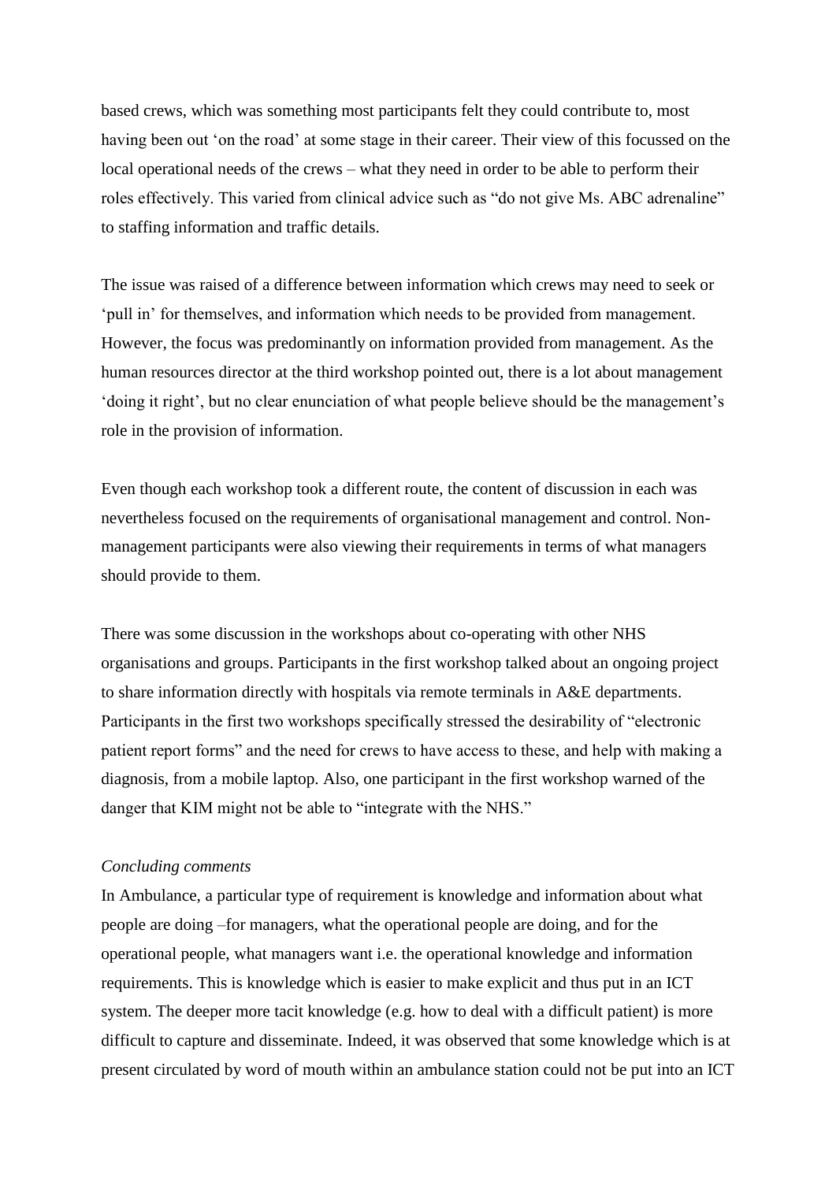based crews, which was something most participants felt they could contribute to, most having been out 'on the road' at some stage in their career. Their view of this focussed on the local operational needs of the crews – what they need in order to be able to perform their roles effectively. This varied from clinical advice such as "do not give Ms. ABC adrenaline" to staffing information and traffic details.

The issue was raised of a difference between information which crews may need to seek or 'pull in' for themselves, and information which needs to be provided from management. However, the focus was predominantly on information provided from management. As the human resources director at the third workshop pointed out, there is a lot about management 'doing it right', but no clear enunciation of what people believe should be the management's role in the provision of information.

Even though each workshop took a different route, the content of discussion in each was nevertheless focused on the requirements of organisational management and control. Non-management participants were also viewing their requirements in terms of what managers should provide to them.

There was some discussion in the workshops about co-operating with other NHS organisations and groups. Participants in the first workshop talked about an ongoing project to share information directly with hospitals via remote terminals in A&E departments. Participants in the first two workshops specifically stressed the desirability of "electronic patient report forms" and the need for crews to have access to these, and help with making a diagnosis, from a mobile laptop. Also, one participant in the first workshop warned of the danger that KIM might not be able to "integrate with the NHS."

*Concluding comments*

In Ambulance, a particular type of requirement is knowledge and information about what people are doing –for managers, what the operational people are doing, and for the operational people, what managers want i.e. the operational knowledge and information requirements. This is knowledge which is easier to make explicit and thus put in an ICT system. The deeper more tacit knowledge (e.g. how to deal with a difficult patient) is more difficult to capture and disseminate. Indeed, it was observed that some knowledge which is at present circulated by word of mouth within an ambulance station could not be put into an ICT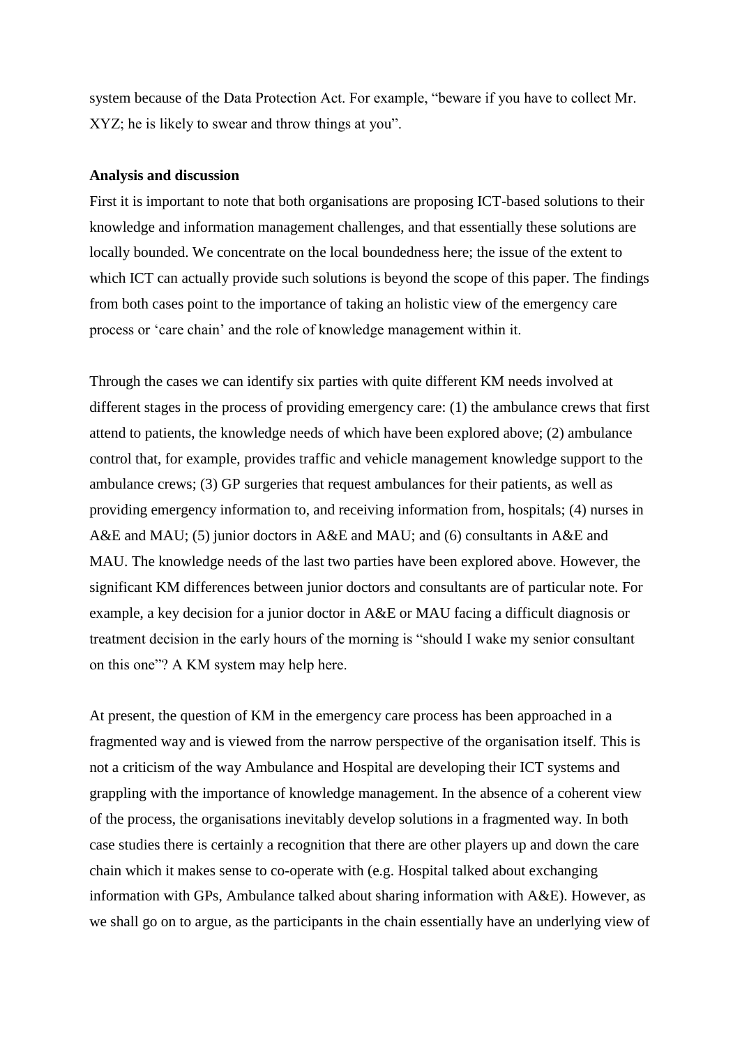system because of the Data Protection Act. For example, “beware if you have to collect Mr. XYZ; he is likely to swear and throw things at you”.

**Analysis and discussion**

First it is important to note that both organisations are proposing ICT-based solutions to their knowledge and information management challenges, and that essentially these solutions are locally bounded. We concentrate on the local boundedness here; the issue of the extent to which ICT can actually provide such solutions is beyond the scope of this paper. The findings from both cases point to the importance of taking an holistic view of the emergency care process or ‘care chain’ and the role of knowledge management within it.

Through the cases we can identify six parties with quite different KM needs involved at different stages in the process of providing emergency care: (1) the ambulance crews that first attend to patients, the knowledge needs of which have been explored above; (2) ambulance control that, for example, provides traffic and vehicle management knowledge support to the ambulance crews; (3) GP surgeries that request ambulances for their patients, as well as providing emergency information to, and receiving information from, hospitals; (4) nurses in A&E and MAU; (5) junior doctors in A&E and MAU; and (6) consultants in A&E and MAU. The knowledge needs of the last two parties have been explored above. However, the significant KM differences between junior doctors and consultants are of particular note. For example, a key decision for a junior doctor in A&E or MAU facing a difficult diagnosis or treatment decision in the early hours of the morning is “should I wake my senior consultant on this one”? A KM system may help here.

At present, the question of KM in the emergency care process has been approached in a fragmented way and is viewed from the narrow perspective of the organisation itself. This is not a criticism of the way Ambulance and Hospital are developing their ICT systems and grappling with the importance of knowledge management. In the absence of a coherent view of the process, the organisations inevitably develop solutions in a fragmented way. In both case studies there is certainly a recognition that there are other players up and down the care chain which it makes sense to co-operate with (e.g. Hospital talked about exchanging information with GPs, Ambulance talked about sharing information with A&E). However, as we shall go on to argue, as the participants in the chain essentially have an underlying view of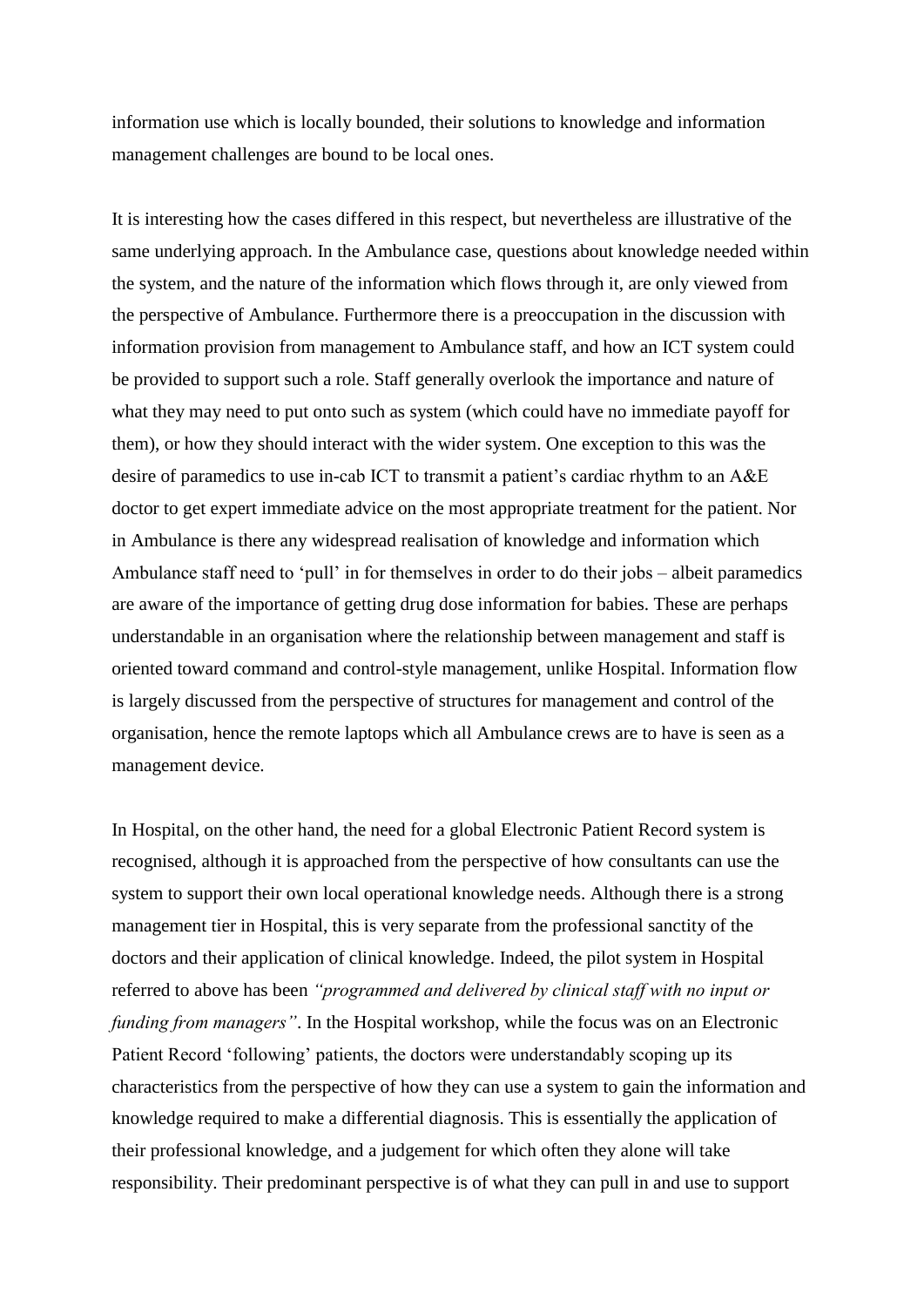information use which is locally bounded, their solutions to knowledge and information management challenges are bound to be local ones.

It is interesting how the cases differed in this respect, but nevertheless are illustrative of the same underlying approach. In the Ambulance case, questions about knowledge needed within the system, and the nature of the information which flows through it, are only viewed from the perspective of Ambulance. Furthermore there is a preoccupation in the discussion with information provision from management to Ambulance staff, and how an ICT system could be provided to support such a role. Staff generally overlook the importance and nature of what they may need to put onto such as system (which could have no immediate payoff for them), or how they should interact with the wider system. One exception to this was the desire of paramedics to use in-cab ICT to transmit a patient's cardiac rhythm to an A&E doctor to get expert immediate advice on the most appropriate treatment for the patient. Nor in Ambulance is there any widespread realisation of knowledge and information which Ambulance staff need to 'pull' in for themselves in order to do their jobs – albeit paramedics are aware of the importance of getting drug dose information for babies. These are perhaps understandable in an organisation where the relationship between management and staff is oriented toward command and control-style management, unlike Hospital. Information flow is largely discussed from the perspective of structures for management and control of the organisation, hence the remote laptops which all Ambulance crews are to have is seen as a management device.

In Hospital, on the other hand, the need for a global Electronic Patient Record system is recognised, although it is approached from the perspective of how consultants can use the system to support their own local operational knowledge needs. Although there is a strong management tier in Hospital, this is very separate from the professional sanctity of the doctors and their application of clinical knowledge. Indeed, the pilot system in Hospital referred to above has been *"programmed and delivered by clinical staff with no input or funding from managers"*. In the Hospital workshop, while the focus was on an Electronic Patient Record 'following' patients, the doctors were understandably scoping up its characteristics from the perspective of how they can use a system to gain the information and knowledge required to make a differential diagnosis. This is essentially the application of their professional knowledge, and a judgement for which often they alone will take responsibility. Their predominant perspective is of what they can pull in and use to support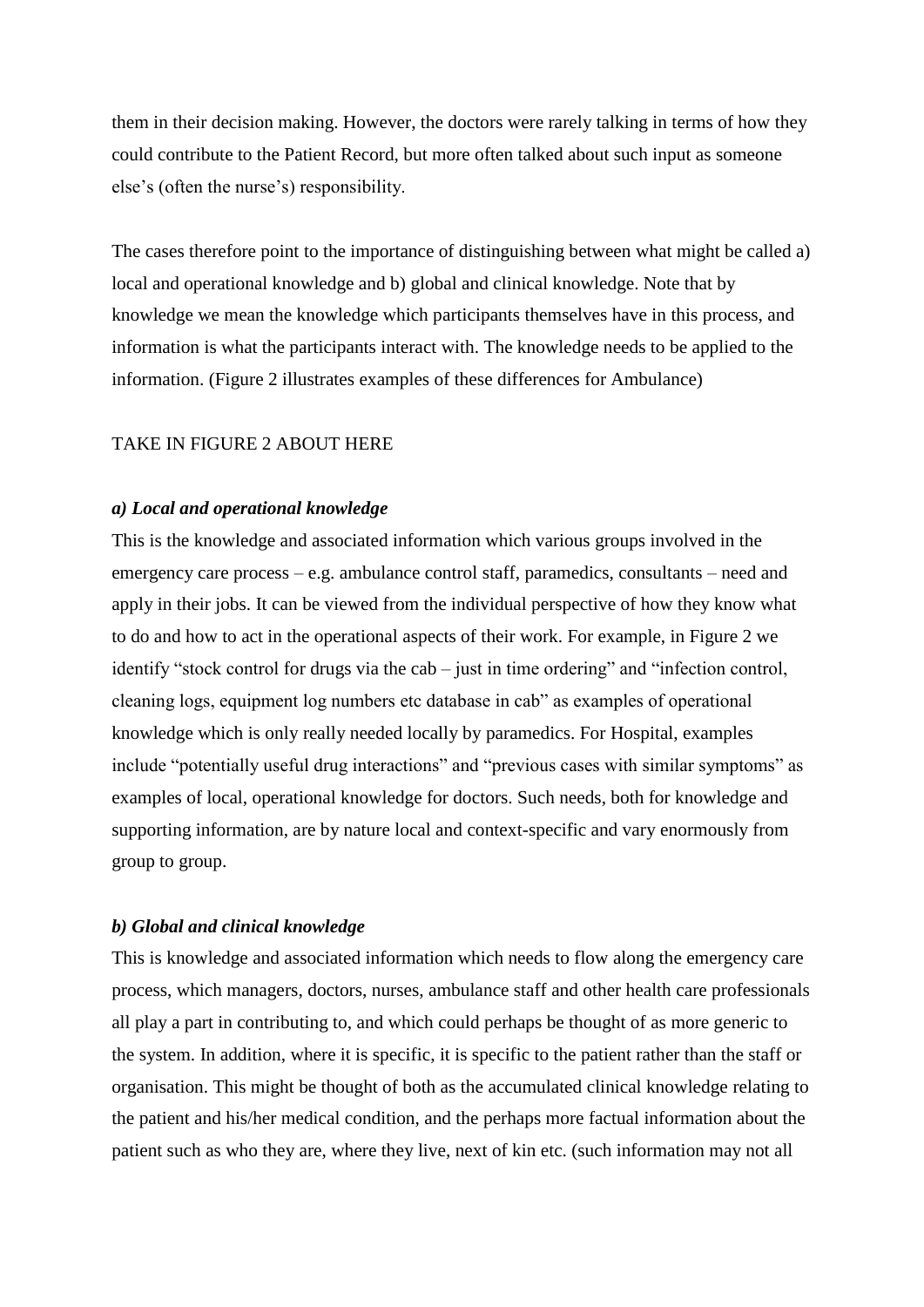them in their decision making. However, the doctors were rarely talking in terms of how they could contribute to the Patient Record, but more often talked about such input as someone else's (often the nurse's) responsibility.

The cases therefore point to the importance of distinguishing between what might be called a) local and operational knowledge and b) global and clinical knowledge. Note that by knowledge we mean the knowledge which participants themselves have in this process, and information is what the participants interact with. The knowledge needs to be applied to the information. (Figure 2 illustrates examples of these differences for Ambulance)

TAKE IN FIGURE 2 ABOUT HERE

***a) Local and operational knowledge***

This is the knowledge and associated information which various groups involved in the emergency care process – e.g. ambulance control staff, paramedics, consultants – need and apply in their jobs. It can be viewed from the individual perspective of how they know what to do and how to act in the operational aspects of their work. For example, in Figure 2 we identify "stock control for drugs via the cab – just in time ordering" and "infection control, cleaning logs, equipment log numbers etc database in cab" as examples of operational knowledge which is only really needed locally by paramedics. For Hospital, examples include "potentially useful drug interactions" and "previous cases with similar symptoms" as examples of local, operational knowledge for doctors. Such needs, both for knowledge and supporting information, are by nature local and context-specific and vary enormously from group to group.

***b) Global and clinical knowledge***

This is knowledge and associated information which needs to flow along the emergency care process, which managers, doctors, nurses, ambulance staff and other health care professionals all play a part in contributing to, and which could perhaps be thought of as more generic to the system. In addition, where it is specific, it is specific to the patient rather than the staff or organisation. This might be thought of both as the accumulated clinical knowledge relating to the patient and his/her medical condition, and the perhaps more factual information about the patient such as who they are, where they live, next of kin etc. (such information may not all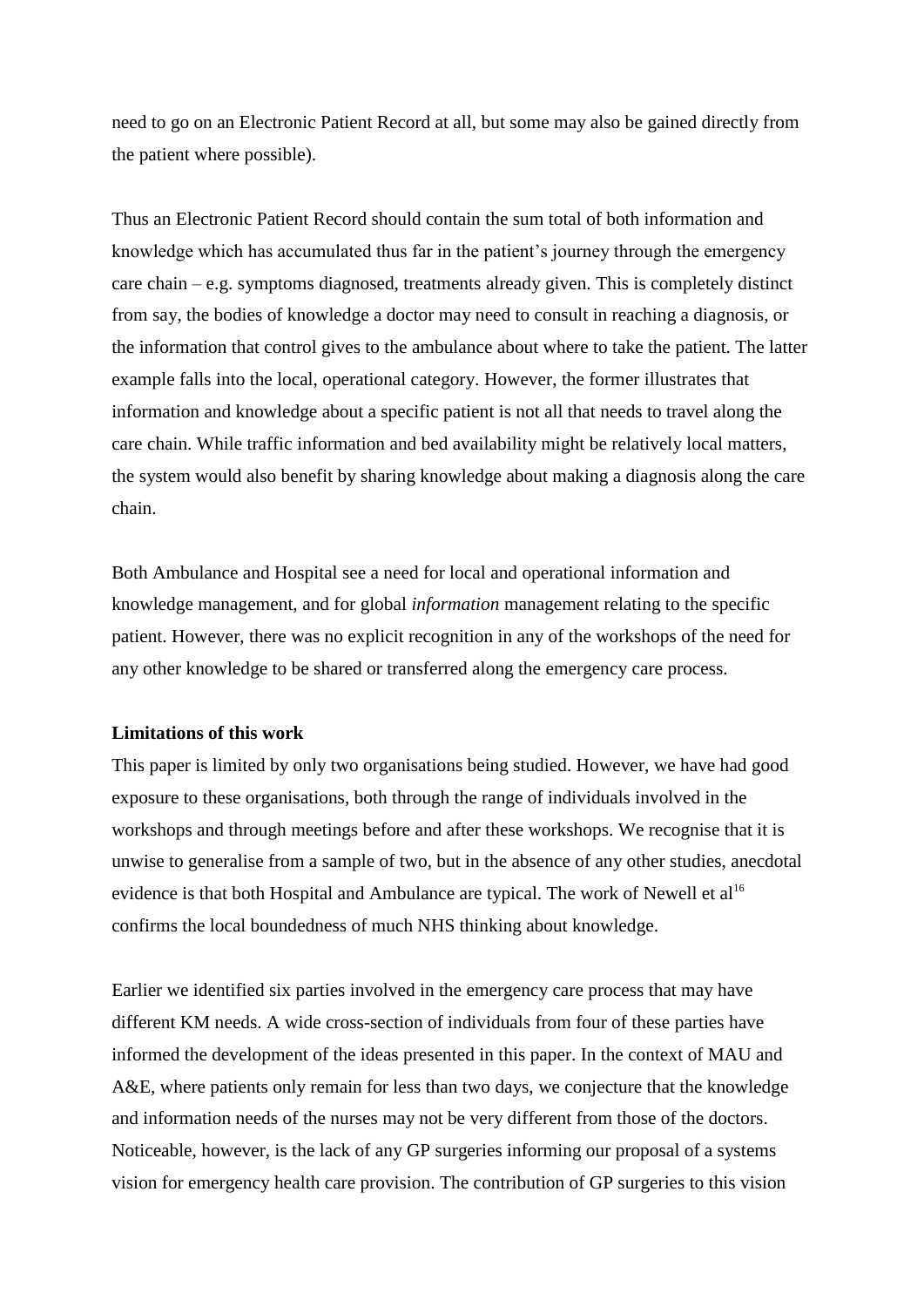need to go on an Electronic Patient Record at all, but some may also be gained directly from the patient where possible).

Thus an Electronic Patient Record should contain the sum total of both information and knowledge which has accumulated thus far in the patient's journey through the emergency care chain – e.g. symptoms diagnosed, treatments already given. This is completely distinct from say, the bodies of knowledge a doctor may need to consult in reaching a diagnosis, or the information that control gives to the ambulance about where to take the patient. The latter example falls into the local, operational category. However, the former illustrates that information and knowledge about a specific patient is not all that needs to travel along the care chain. While traffic information and bed availability might be relatively local matters, the system would also benefit by sharing knowledge about making a diagnosis along the care chain.

Both Ambulance and Hospital see a need for local and operational information and knowledge management, and for global *information* management relating to the specific patient. However, there was no explicit recognition in any of the workshops of the need for any other knowledge to be shared or transferred along the emergency care process.

**Limitations of this work**

This paper is limited by only two organisations being studied. However, we have had good exposure to these organisations, both through the range of individuals involved in the workshops and through meetings before and after these workshops. We recognise that it is unwise to generalise from a sample of two, but in the absence of any other studies, anecdotal evidence is that both Hospital and Ambulance are typical. The work of Newell et al[16] confirms the local boundedness of much NHS thinking about knowledge.

Earlier we identified six parties involved in the emergency care process that may have different KM needs. A wide cross-section of individuals from four of these parties have informed the development of the ideas presented in this paper. In the context of MAU and A&E, where patients only remain for less than two days, we conjecture that the knowledge and information needs of the nurses may not be very different from those of the doctors. Noticeable, however, is the lack of any GP surgeries informing our proposal of a systems vision for emergency health care provision. The contribution of GP surgeries to this vision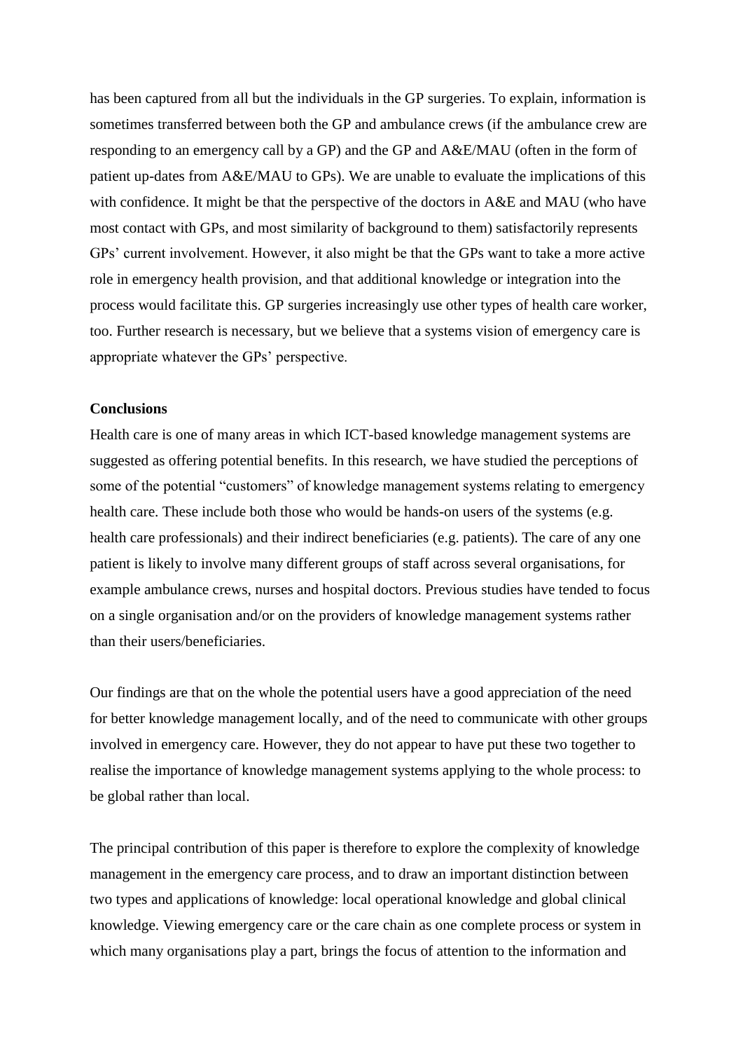has been captured from all but the individuals in the GP surgeries. To explain, information is sometimes transferred between both the GP and ambulance crews (if the ambulance crew are responding to an emergency call by a GP) and the GP and A&E/MAU (often in the form of patient up-dates from A&E/MAU to GPs). We are unable to evaluate the implications of this with confidence. It might be that the perspective of the doctors in A&E and MAU (who have most contact with GPs, and most similarity of background to them) satisfactorily represents GPs' current involvement. However, it also might be that the GPs want to take a more active role in emergency health provision, and that additional knowledge or integration into the process would facilitate this. GP surgeries increasingly use other types of health care worker, too. Further research is necessary, but we believe that a systems vision of emergency care is appropriate whatever the GPs' perspective.

## Conclusions

Health care is one of many areas in which ICT-based knowledge management systems are suggested as offering potential benefits. In this research, we have studied the perceptions of some of the potential "customers" of knowledge management systems relating to emergency health care. These include both those who would be hands-on users of the systems (e.g. health care professionals) and their indirect beneficiaries (e.g. patients). The care of any one patient is likely to involve many different groups of staff across several organisations, for example ambulance crews, nurses and hospital doctors. Previous studies have tended to focus on a single organisation and/or on the providers of knowledge management systems rather than their users/beneficiaries.

Our findings are that on the whole the potential users have a good appreciation of the need for better knowledge management locally, and of the need to communicate with other groups involved in emergency care. However, they do not appear to have put these two together to realise the importance of knowledge management systems applying to the whole process: to be global rather than local.

The principal contribution of this paper is therefore to explore the complexity of knowledge management in the emergency care process, and to draw an important distinction between two types and applications of knowledge: local operational knowledge and global clinical knowledge. Viewing emergency care or the care chain as one complete process or system in which many organisations play a part, brings the focus of attention to the information and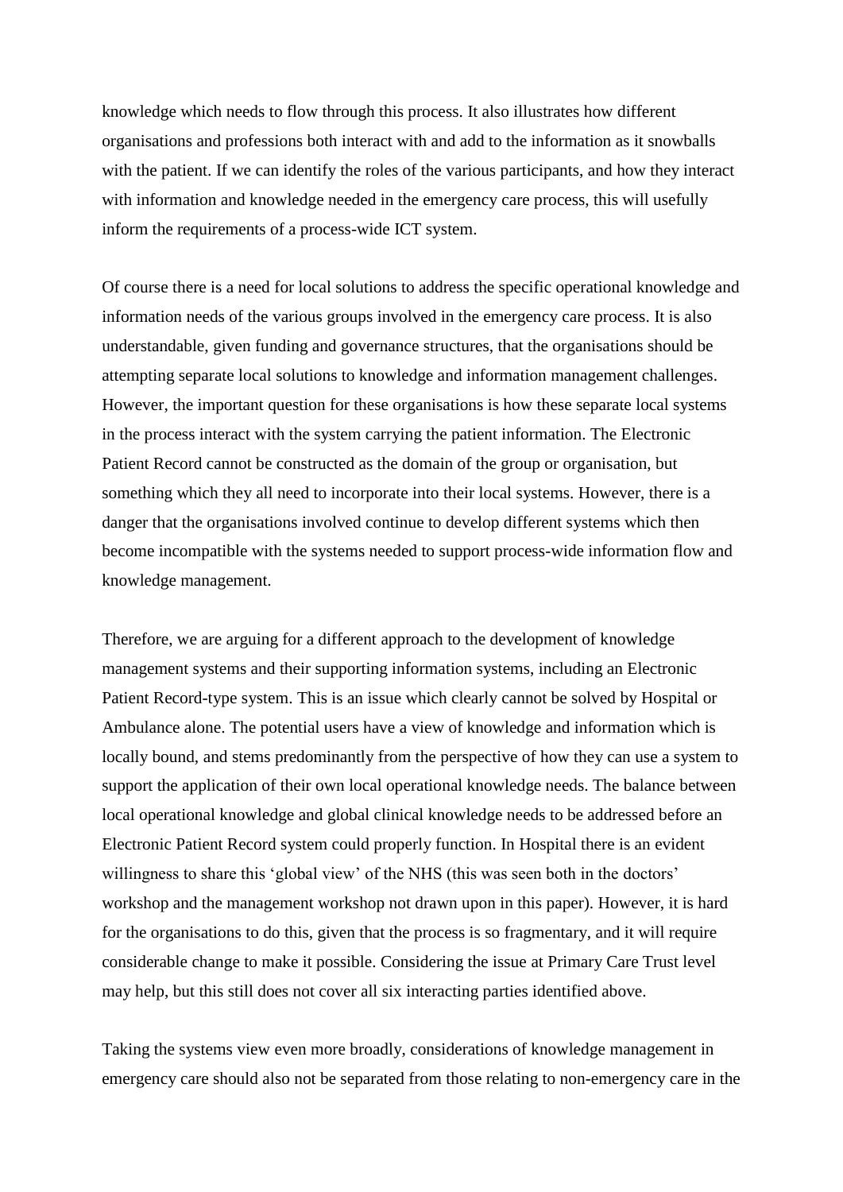knowledge which needs to flow through this process. It also illustrates how different organisations and professions both interact with and add to the information as it snowballs with the patient. If we can identify the roles of the various participants, and how they interact with information and knowledge needed in the emergency care process, this will usefully inform the requirements of a process-wide ICT system.

Of course there is a need for local solutions to address the specific operational knowledge and information needs of the various groups involved in the emergency care process. It is also understandable, given funding and governance structures, that the organisations should be attempting separate local solutions to knowledge and information management challenges. However, the important question for these organisations is how these separate local systems in the process interact with the system carrying the patient information. The Electronic Patient Record cannot be constructed as the domain of the group or organisation, but something which they all need to incorporate into their local systems. However, there is a danger that the organisations involved continue to develop different systems which then become incompatible with the systems needed to support process-wide information flow and knowledge management.

Therefore, we are arguing for a different approach to the development of knowledge management systems and their supporting information systems, including an Electronic Patient Record-type system. This is an issue which clearly cannot be solved by Hospital or Ambulance alone. The potential users have a view of knowledge and information which is locally bound, and stems predominantly from the perspective of how they can use a system to support the application of their own local operational knowledge needs. The balance between local operational knowledge and global clinical knowledge needs to be addressed before an Electronic Patient Record system could properly function. In Hospital there is an evident willingness to share this 'global view' of the NHS (this was seen both in the doctors' workshop and the management workshop not drawn upon in this paper). However, it is hard for the organisations to do this, given that the process is so fragmentary, and it will require considerable change to make it possible. Considering the issue at Primary Care Trust level may help, but this still does not cover all six interacting parties identified above.

Taking the systems view even more broadly, considerations of knowledge management in emergency care should also not be separated from those relating to non-emergency care in the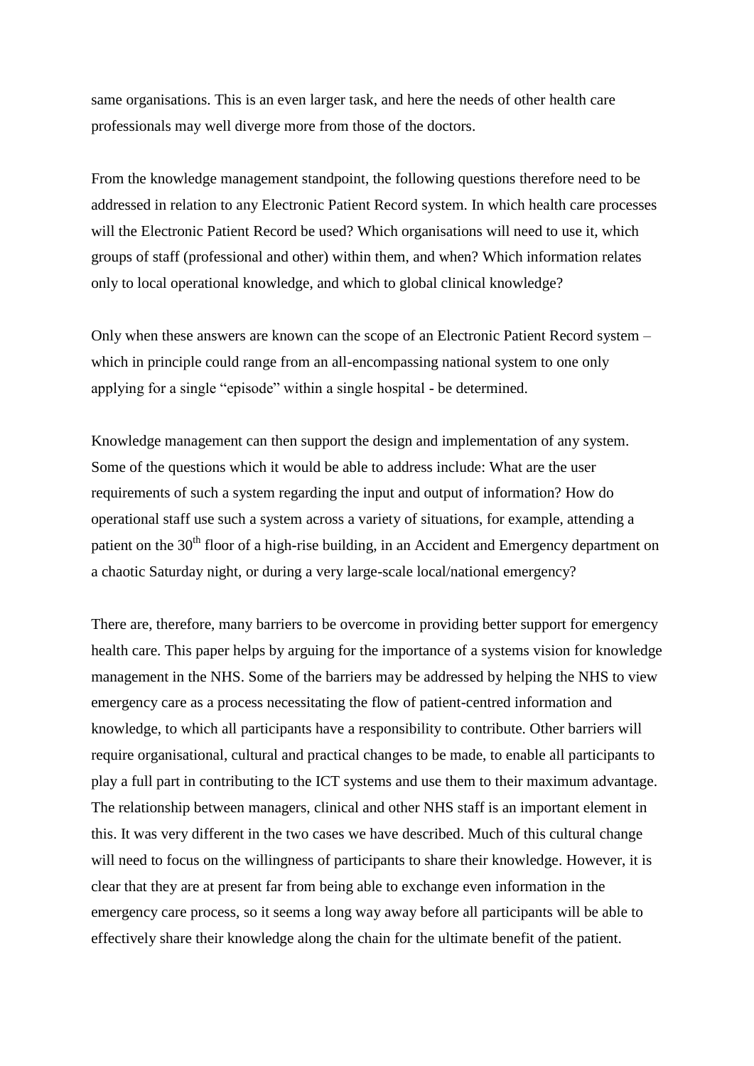same organisations. This is an even larger task, and here the needs of other health care professionals may well diverge more from those of the doctors.

From the knowledge management standpoint, the following questions therefore need to be addressed in relation to any Electronic Patient Record system. In which health care processes will the Electronic Patient Record be used? Which organisations will need to use it, which groups of staff (professional and other) within them, and when? Which information relates only to local operational knowledge, and which to global clinical knowledge?

Only when these answers are known can the scope of an Electronic Patient Record system – which in principle could range from an all-encompassing national system to one only applying for a single "episode" within a single hospital - be determined.

Knowledge management can then support the design and implementation of any system. Some of the questions which it would be able to address include: What are the user requirements of such a system regarding the input and output of information? How do operational staff use such a system across a variety of situations, for example, attending a patient on the 30th floor of a high-rise building, in an Accident and Emergency department on a chaotic Saturday night, or during a very large-scale local/national emergency?

There are, therefore, many barriers to be overcome in providing better support for emergency health care. This paper helps by arguing for the importance of a systems vision for knowledge management in the NHS. Some of the barriers may be addressed by helping the NHS to view emergency care as a process necessitating the flow of patient-centred information and knowledge, to which all participants have a responsibility to contribute. Other barriers will require organisational, cultural and practical changes to be made, to enable all participants to play a full part in contributing to the ICT systems and use them to their maximum advantage. The relationship between managers, clinical and other NHS staff is an important element in this. It was very different in the two cases we have described. Much of this cultural change will need to focus on the willingness of participants to share their knowledge. However, it is clear that they are at present far from being able to exchange even information in the emergency care process, so it seems a long way away before all participants will be able to effectively share their knowledge along the chain for the ultimate benefit of the patient.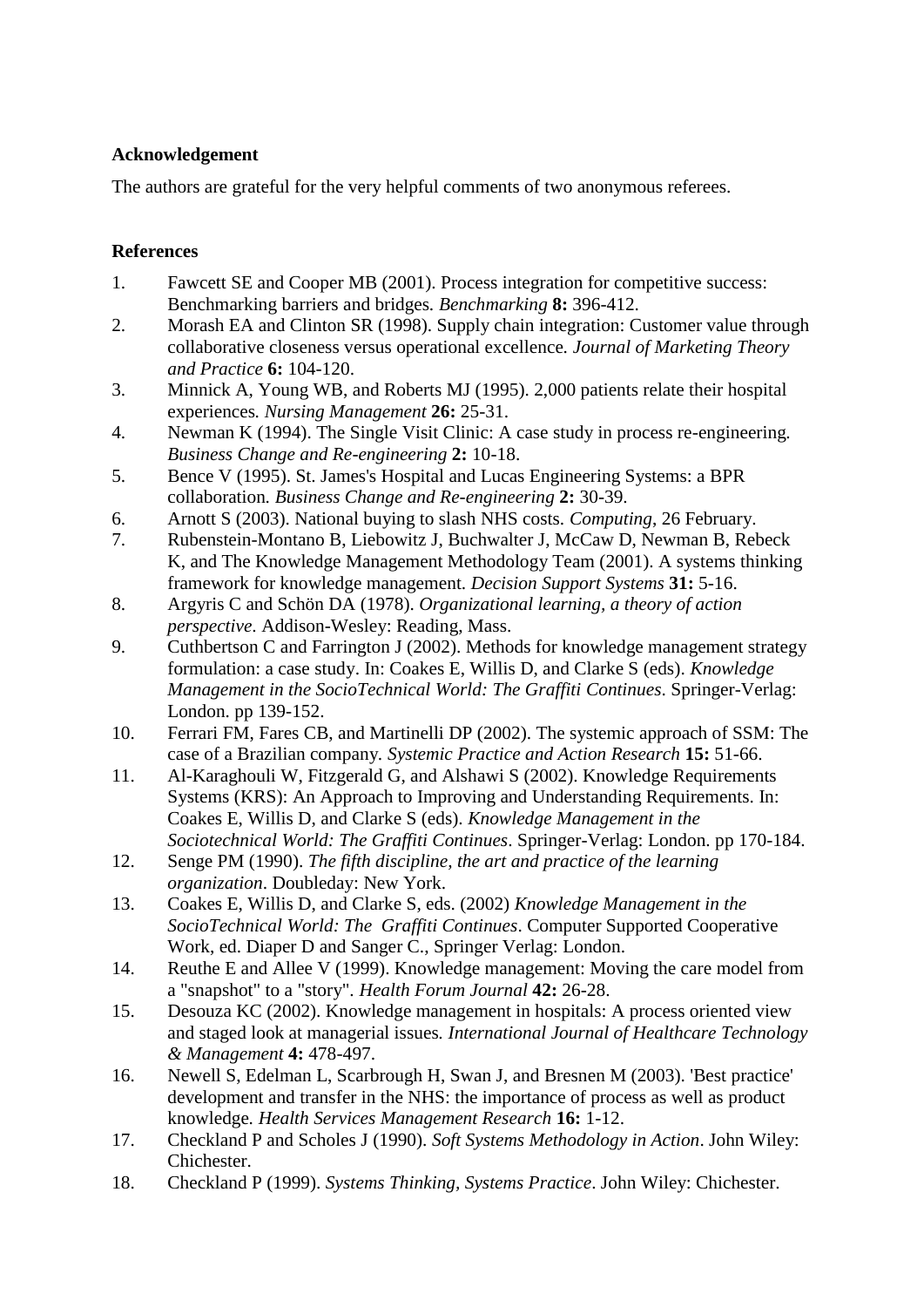## Acknowledgement

The authors are grateful for the very helpful comments of two anonymous referees.

## References

1. Fawcett SE and Cooper MB (2001). Process integration for competitive success: Benchmarking barriers and bridges. *Benchmarking* **8:** 396-412.
2. Morash EA and Clinton SR (1998). Supply chain integration: Customer value through collaborative closeness versus operational excellence. *Journal of Marketing Theory and Practice* **6:** 104-120.
3. Minnick A, Young WB, and Roberts MJ (1995). 2,000 patients relate their hospital experiences. *Nursing Management* **26:** 25-31.
4. Newman K (1994). The Single Visit Clinic: A case study in process re-engineering. *Business Change and Re-engineering* **2:** 10-18.
5. Bence V (1995). St. James's Hospital and Lucas Engineering Systems: a BPR collaboration. *Business Change and Re-engineering* **2:** 30-39.
6. Arnott S (2003). National buying to slash NHS costs. *Computing*, 26 February.
7. Rubenstein-Montano B, Liebowitz J, Buchwalter J, McCaw D, Newman B, Rebeck K, and The Knowledge Management Methodology Team (2001). A systems thinking framework for knowledge management. *Decision Support Systems* **31:** 5-16.
8. Argyris C and Schön DA (1978). *Organizational learning, a theory of action perspective*. Addison-Wesley: Reading, Mass.
9. Cuthbertson C and Farrington J (2002). Methods for knowledge management strategy formulation: a case study. In: Coakes E, Willis D, and Clarke S (eds). *Knowledge Management in the SocioTechnical World: The Graffiti Continues*. Springer-Verlag: London. pp 139-152.
10. Ferrari FM, Fares CB, and Martinelli DP (2002). The systemic approach of SSM: The case of a Brazilian company. *Systemic Practice and Action Research* **15:** 51-66.
11. Al-Karaghouli W, Fitzgerald G, and Alshawi S (2002). Knowledge Requirements Systems (KRS): An Approach to Improving and Understanding Requirements. In: Coakes E, Willis D, and Clarke S (eds). *Knowledge Management in the Sociotechnical World: The Graffiti Continues*. Springer-Verlag: London. pp 170-184.
12. Senge PM (1990). *The fifth discipline, the art and practice of the learning organization*. Doubleday: New York.
13. Coakes E, Willis D, and Clarke S, eds. (2002) *Knowledge Management in the SocioTechnical World: The Graffiti Continues*. Computer Supported Cooperative Work, ed. Diaper D and Sanger C., Springer Verlag: London.
14. Reuthe E and Allee V (1999). Knowledge management: Moving the care model from a "snapshot" to a "story". *Health Forum Journal* **42:** 26-28.
15. Desouza KC (2002). Knowledge management in hospitals: A process oriented view and staged look at managerial issues. *International Journal of Healthcare Technology & Management* **4:** 478-497.
16. Newell S, Edelman L, Scarbrough H, Swan J, and Bresnen M (2003). 'Best practice' development and transfer in the NHS: the importance of process as well as product knowledge. *Health Services Management Research* **16:** 1-12.
17. Checkland P and Scholes J (1990). *Soft Systems Methodology in Action*. John Wiley: Chichester.
18. Checkland P (1999). *Systems Thinking, Systems Practice*. John Wiley: Chichester.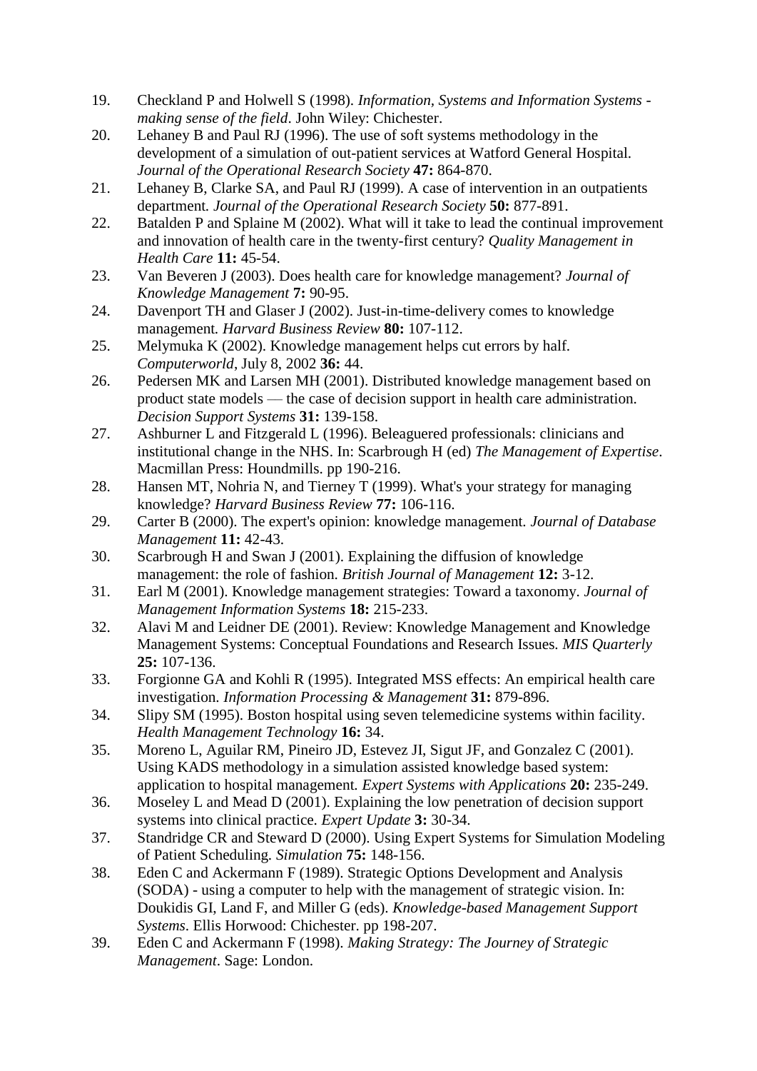19. Checkland P and Holwell S (1998). *Information, Systems and Information Systems - making sense of the field*. John Wiley: Chichester.
20. Lehaney B and Paul RJ (1996). The use of soft systems methodology in the development of a simulation of out-patient services at Watford General Hospital. *Journal of the Operational Research Society* **47:** 864-870.
21. Lehaney B, Clarke SA, and Paul RJ (1999). A case of intervention in an outpatients department. *Journal of the Operational Research Society* **50:** 877-891.
22. Batalden P and Splaine M (2002). What will it take to lead the continual improvement and innovation of health care in the twenty-first century? *Quality Management in Health Care* **11:** 45-54.
23. Van Beveren J (2003). Does health care for knowledge management? *Journal of Knowledge Management* **7:** 90-95.
24. Davenport TH and Glaser J (2002). Just-in-time-delivery comes to knowledge management. *Harvard Business Review* **80:** 107-112.
25. Melymuka K (2002). Knowledge management helps cut errors by half. *Computerworld*, July 8, 2002 **36:** 44.
26. Pedersen MK and Larsen MH (2001). Distributed knowledge management based on product state models — the case of decision support in health care administration. *Decision Support Systems* **31:** 139-158.
27. Ashburner L and Fitzgerald L (1996). Beleaguered professionals: clinicians and institutional change in the NHS. In: Scarbrough H (ed) *The Management of Expertise*. Macmillan Press: Houndmills. pp 190-216.
28. Hansen MT, Nohria N, and Tierney T (1999). What's your strategy for managing knowledge? *Harvard Business Review* **77:** 106-116.
29. Carter B (2000). The expert's opinion: knowledge management. *Journal of Database Management* **11:** 42-43.
30. Scarbrough H and Swan J (2001). Explaining the diffusion of knowledge management: the role of fashion. *British Journal of Management* **12:** 3-12.
31. Earl M (2001). Knowledge management strategies: Toward a taxonomy. *Journal of Management Information Systems* **18:** 215-233.
32. Alavi M and Leidner DE (2001). Review: Knowledge Management and Knowledge Management Systems: Conceptual Foundations and Research Issues. *MIS Quarterly* **25:** 107-136.
33. Forgionne GA and Kohli R (1995). Integrated MSS effects: An empirical health care investigation. *Information Processing & Management* **31:** 879-896.
34. Slipy SM (1995). Boston hospital using seven telemedicine systems within facility. *Health Management Technology* **16:** 34.
35. Moreno L, Aguilar RM, Pineiro JD, Estevez JI, Sigut JF, and Gonzalez C (2001). Using KADS methodology in a simulation assisted knowledge based system: application to hospital management. *Expert Systems with Applications* **20:** 235-249.
36. Moseley L and Mead D (2001). Explaining the low penetration of decision support systems into clinical practice. *Expert Update* **3:** 30-34.
37. Standridge CR and Steward D (2000). Using Expert Systems for Simulation Modeling of Patient Scheduling. *Simulation* **75:** 148-156.
38. Eden C and Ackermann F (1989). Strategic Options Development and Analysis (SODA) - using a computer to help with the management of strategic vision. In: Doukidis GI, Land F, and Miller G (eds). *Knowledge-based Management Support Systems*. Ellis Horwood: Chichester. pp 198-207.
39. Eden C and Ackermann F (1998). *Making Strategy: The Journey of Strategic Management*. Sage: London.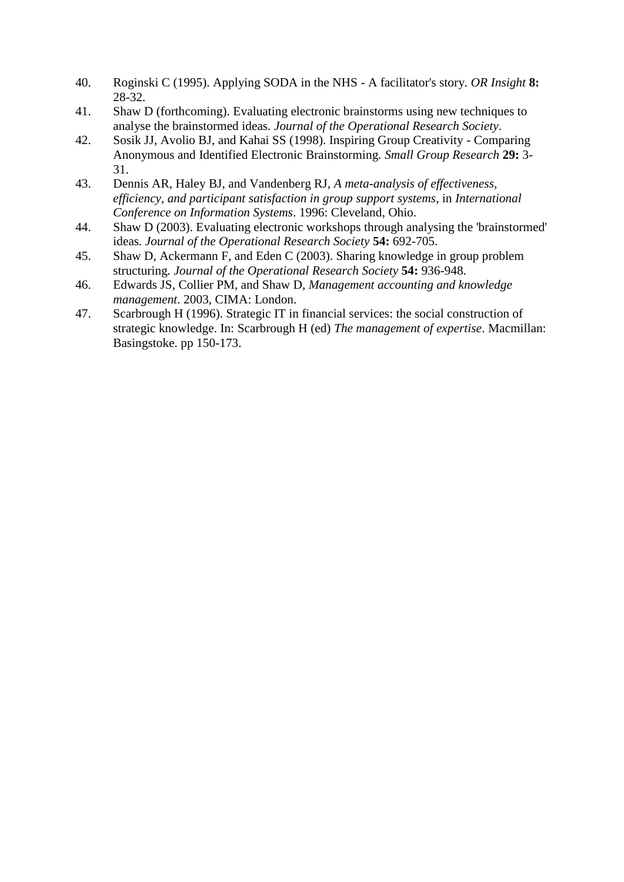40. Roginski C (1995). Applying SODA in the NHS - A facilitator's story. *OR Insight* **8:** 28-32.
41. Shaw D (forthcoming). Evaluating electronic brainstorms using new techniques to analyse the brainstormed ideas. *Journal of the Operational Research Society*.
42. Sosik JJ, Avolio BJ, and Kahai SS (1998). Inspiring Group Creativity - Comparing Anonymous and Identified Electronic Brainstorming. *Small Group Research* **29:** 3-31.
43. Dennis AR, Haley BJ, and Vandenberg RJ, *A meta-analysis of effectiveness, efficiency, and participant satisfaction in group support systems*, in *International Conference on Information Systems*. 1996: Cleveland, Ohio.
44. Shaw D (2003). Evaluating electronic workshops through analysing the 'brainstormed' ideas. *Journal of the Operational Research Society* **54:** 692-705.
45. Shaw D, Ackermann F, and Eden C (2003). Sharing knowledge in group problem structuring. *Journal of the Operational Research Society* **54:** 936-948.
46. Edwards JS, Collier PM, and Shaw D, *Management accounting and knowledge management*. 2003, CIMA: London.
47. Scarbrough H (1996). Strategic IT in financial services: the social construction of strategic knowledge. In: Scarbrough H (ed) *The management of expertise*. Macmillan: Basingstoke. pp 150-173.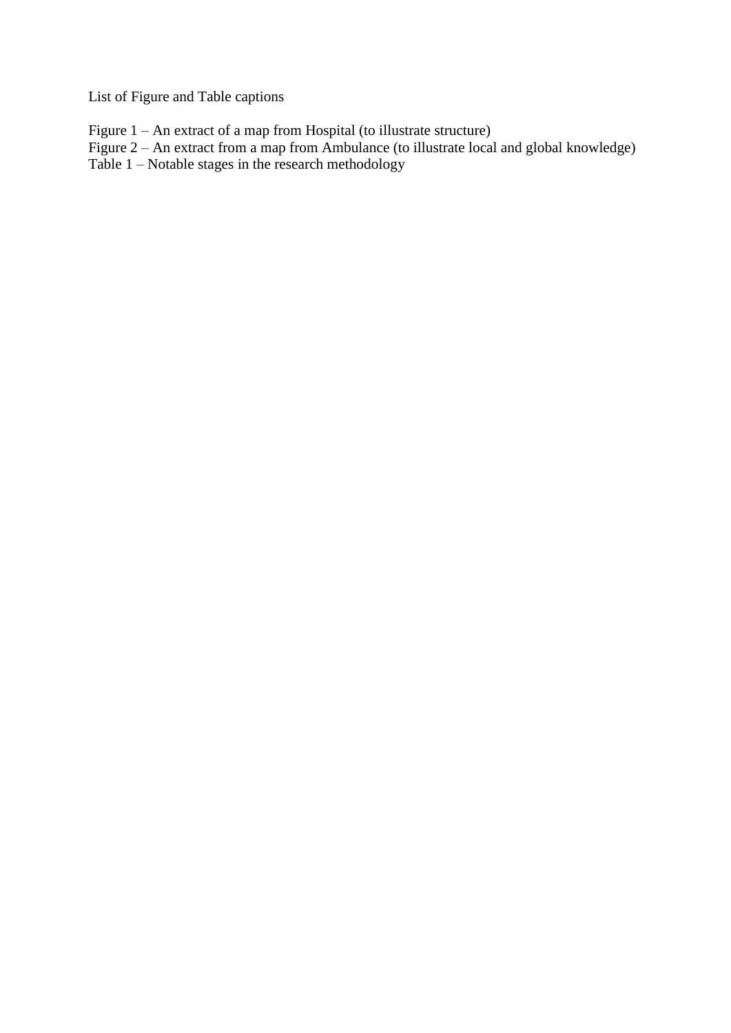List of Figure and Table captions

Figure 1 – An extract of a map from Hospital (to illustrate structure)
Figure 2 – An extract from a map from Ambulance (to illustrate local and global knowledge)
Table 1 – Notable stages in the research methodology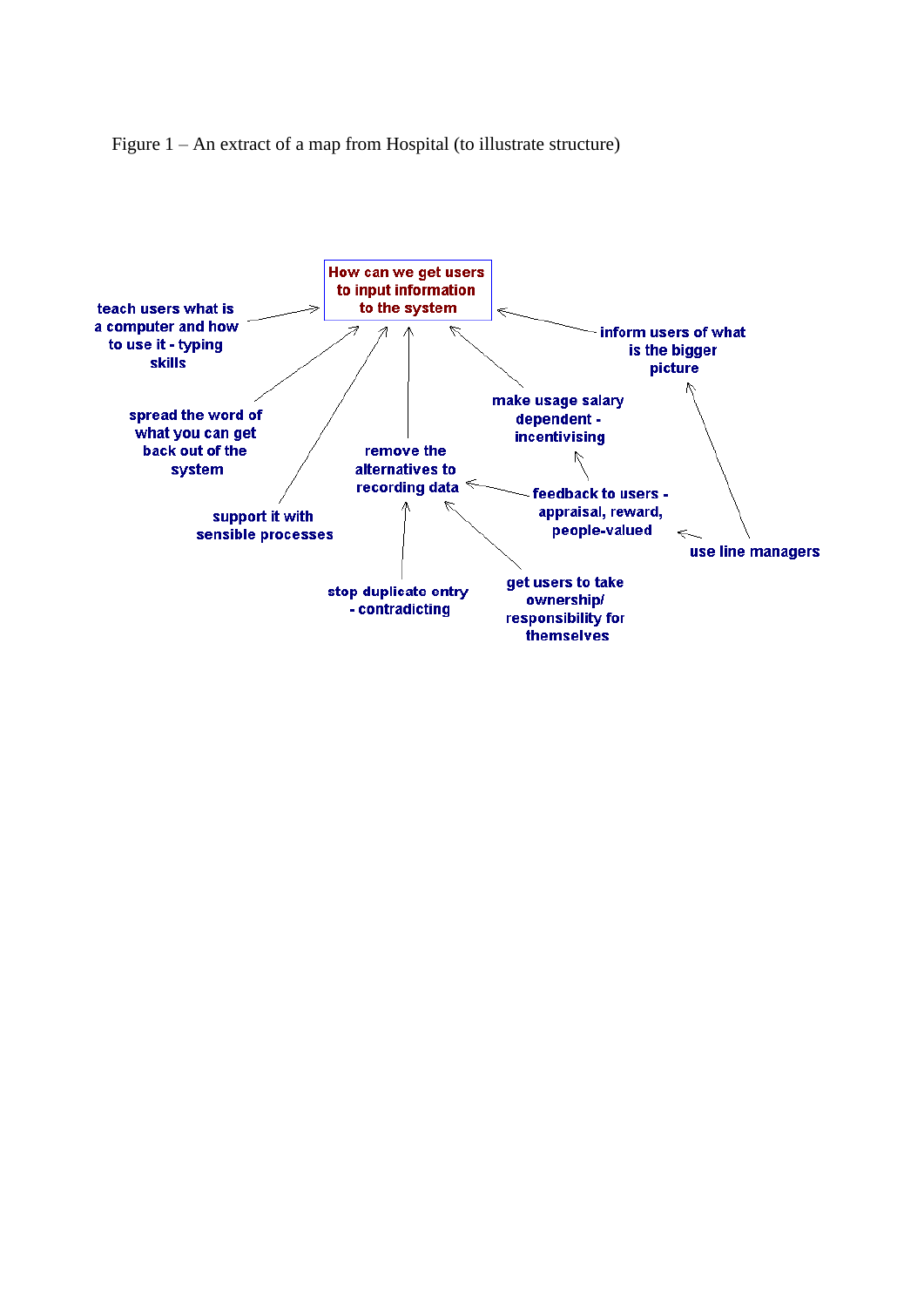Figure 1 – An extract of a map from Hospital (to illustrate structure)

How can we get users to input information to the system

teach users what is a computer and how to use it - typing skills

spread the word of what you can get back out of the system

support it with sensible processes

remove the alternatives to recording data

make usage salary dependent - incentivising

inform users of what is the bigger picture

feedback to users - appraisal, reward, people-valued

use line managers

stop duplicate entry - contradicting

get users to take ownership/ responsibility for themselves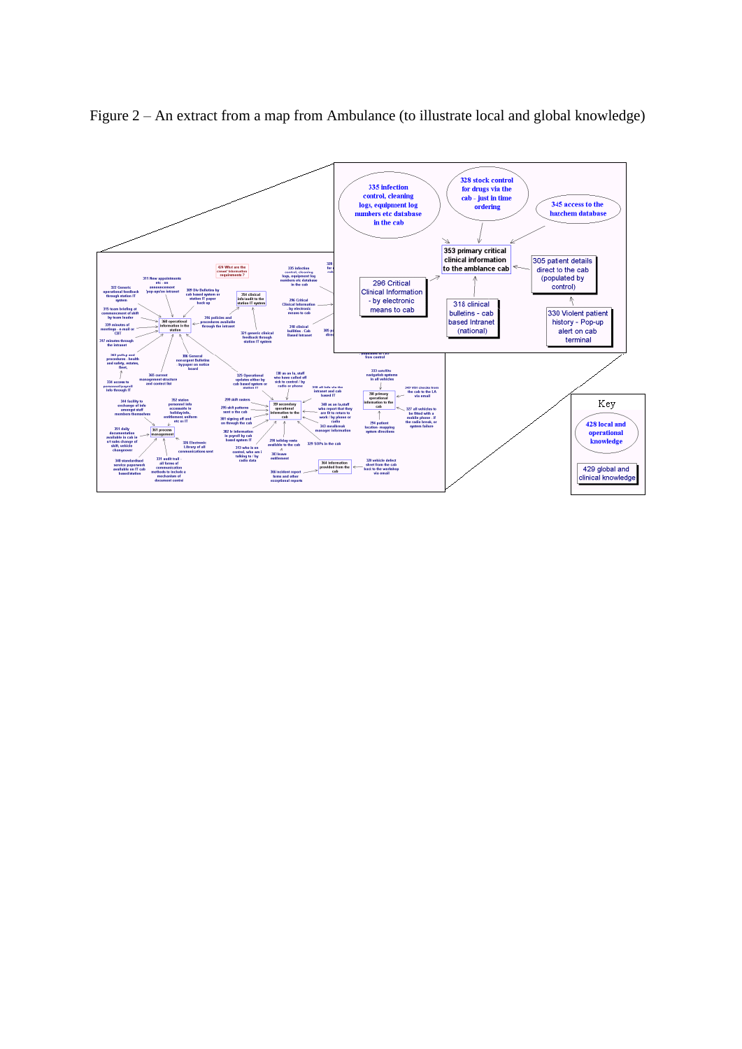Figure 2 – An extract from a map from Ambulance (to illustrate local and global knowledge)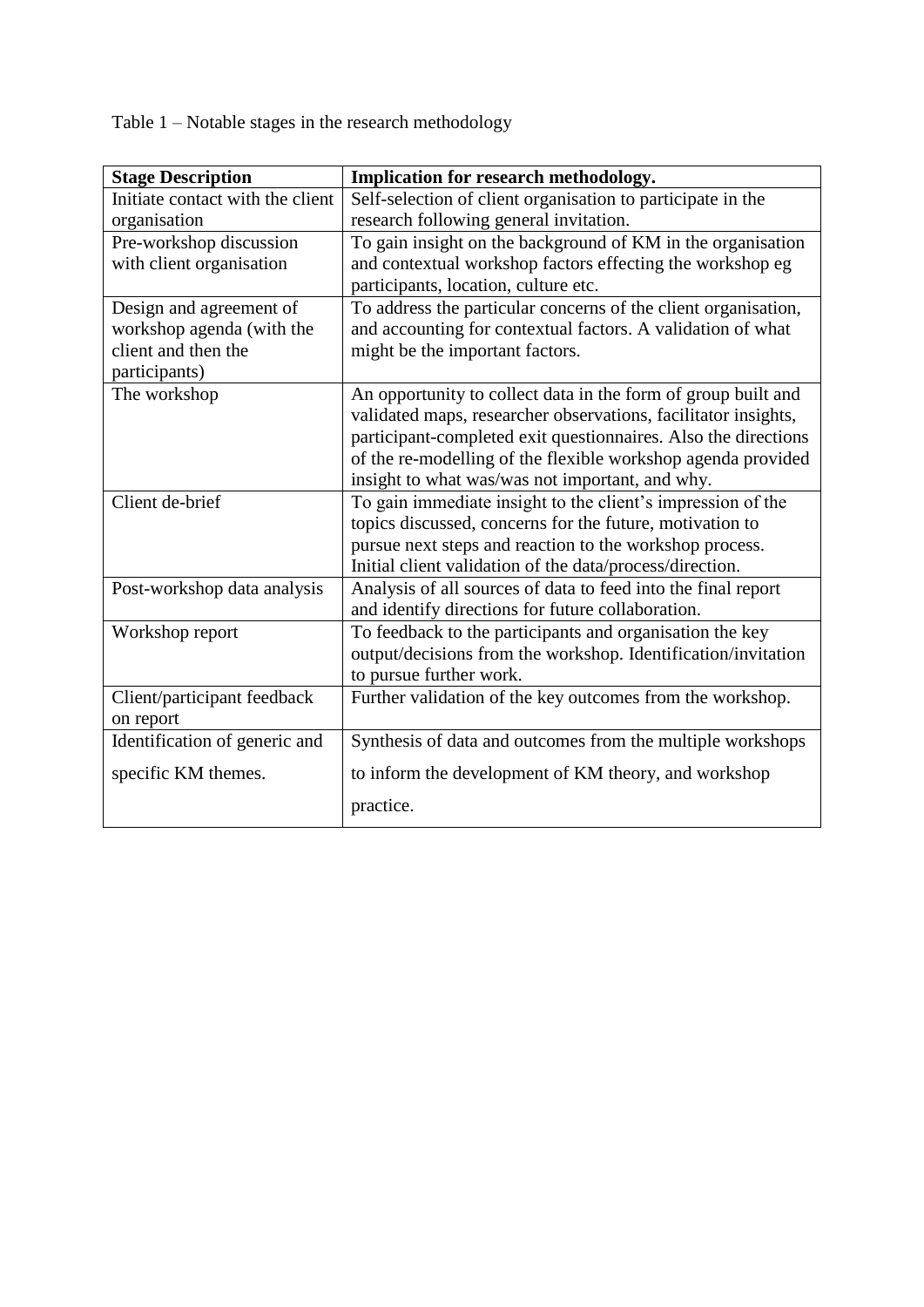Table 1 – Notable stages in the research methodology

| **Stage Description** | **Implication for research methodology.** |
|---|---|
| Initiate contact with the client organisation | Self-selection of client organisation to participate in the research following general invitation. |
| Pre-workshop discussion with client organisation | To gain insight on the background of KM in the organisation and contextual workshop factors effecting the workshop eg participants, location, culture etc. |
| Design and agreement of workshop agenda (with the client and then the participants) | To address the particular concerns of the client organisation, and accounting for contextual factors. A validation of what might be the important factors. |
| The workshop | An opportunity to collect data in the form of group built and validated maps, researcher observations, facilitator insights, participant-completed exit questionnaires. Also the directions of the re-modelling of the flexible workshop agenda provided insight to what was/was not important, and why. |
| Client de-brief | To gain immediate insight to the client's impression of the topics discussed, concerns for the future, motivation to pursue next steps and reaction to the workshop process. Initial client validation of the data/process/direction. |
| Post-workshop data analysis | Analysis of all sources of data to feed into the final report and identify directions for future collaboration. |
| Workshop report | To feedback to the participants and organisation the key output/decisions from the workshop. Identification/invitation to pursue further work. |
| Client/participant feedback on report | Further validation of the key outcomes from the workshop. |
| Identification of generic and specific KM themes. | Synthesis of data and outcomes from the multiple workshops to inform the development of KM theory, and workshop practice. |